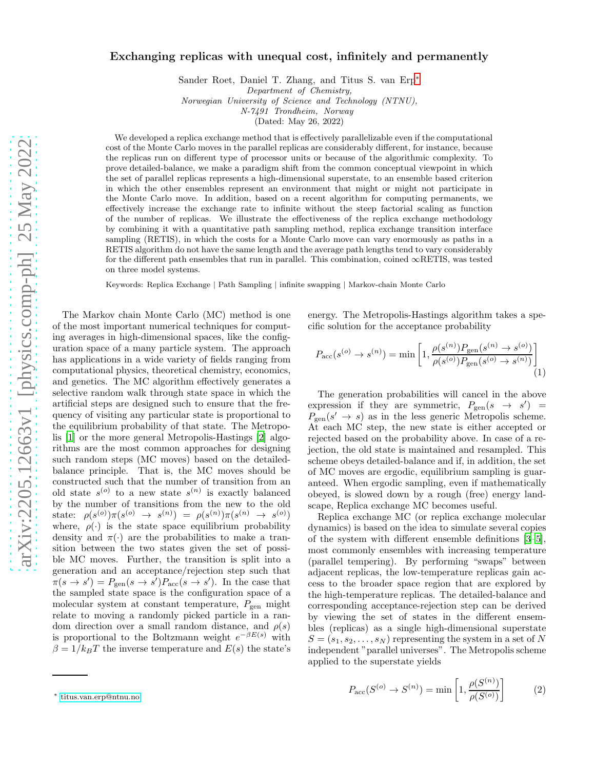# Exchanging replicas with unequal cost, infinitely and permanently

Sander Roet, Daniel T. Zhang, and Titus S. van Erp*

*Department of Chemistry, Norwegian University of Science and Technology (NTNU), N-7491 Trondheim, Norway*

(Dated: May 26, 2022)

We developed a replica exchange method that is effectively parallelizable even if the computational cost of the Monte Carlo moves in the parallel replicas are considerably different, for instance, because the replicas run on different type of processor units or because of the algorithmic complexity. To prove detailed-balance, we make a paradigm shift from the common conceptual viewpoint in which the set of parallel replicas represents a high-dimensional superstate, to an ensemble based criterion in which the other ensembles represent an environment that might or might not participate in the Monte Carlo move. In addition, based on a recent algorithm for computing permanents, we effectively increase the exchange rate to infinite without the steep factorial scaling as function of the number of replicas. We illustrate the effectiveness of the replica exchange methodology by combining it with a quantitative path sampling method, replica exchange transition interface sampling (RETIS), in which the costs for a Monte Carlo move can vary enormously as paths in a RETIS algorithm do not have the same length and the average path lengths tend to vary considerably for the different path ensembles that run in parallel. This combination, coined ∞RETIS, was tested on three model systems.

Keywords: Replica Exchange | Path Sampling | infinite swapping | Markov-chain Monte Carlo

The Markov chain Monte Carlo (MC) method is one of the most important numerical techniques for computing averages in high-dimensional spaces, like the configuration space of a many particle system. The approach has applications in a wide variety of fields ranging from computational physics, theoretical chemistry, economics, and genetics. The MC algorithm effectively generates a selective random walk through state space in which the artificial steps are designed such to ensure that the frequency of visiting any particular state is proportional to the equilibrium probability of that state. The Metropolis [1] or the more general Metropolis-Hastings [2] algorithms are the most common approaches for designing such random steps (MC moves) based on the detailed-balance principle. That is, the MC moves should be constructed such that the number of transition from an old state $s^{(o)}$ to a new state $s^{(n)}$ is exactly balanced by the number of transitions from the new to the old state: $\rho(s^{(o)})\pi(s^{(o)} \to s^{(n)}) = \rho(s^{(n)})\pi(s^{(n)} \to s^{(o)})$ where, $\rho(\cdot)$ is the state space equilibrium probability density and $\pi(\cdot)$ are the probabilities to make a transition between the two states given the set of possible MC moves. Further, the transition is split into a generation and an acceptance/rejection step such that $\pi(s \to s') = P_{\rm gen}(s \to s')P_{\rm acc}(s \to s')$. In the case that the sampled state space is the configuration space of a molecular system at constant temperature, $P_{\rm gen}$ might relate to moving a randomly picked particle in a random direction over a small random distance, and $\rho(s)$ is proportional to the Boltzmann weight $e^{-\beta E(s)}$ with $\beta = 1/k_BT$ the inverse temperature and $E(s)$ the state's energy. The Metropolis-Hastings algorithm takes a specific solution for the acceptance probability

$$P_{\rm acc}(s^{(o)} \to s^{(n)}) = \min\left[1, \frac{\rho(s^{(n)})P_{\rm gen}(s^{(n)} \to s^{(o)})}{\rho(s^{(o)})P_{\rm gen}(s^{(o)} \to s^{(n)})}\right] \tag{1}$$

The generation probabilities will cancel in the above expression if they are symmetric, $P_{\rm gen}(s \to s') = P_{\rm gen}(s' \to s)$ as in the less generic Metropolis scheme. At each MC step, the new state is either accepted or rejected based on the probability above. In case of a rejection, the old state is maintained and resampled. This scheme obeys detailed-balance and if, in addition, the set of MC moves are ergodic, equilibrium sampling is guaranteed. When ergodic sampling, even if mathematically obeyed, is slowed down by a rough (free) energy landscape, Replica exchange MC becomes useful.

Replica exchange MC (or replica exchange molecular dynamics) is based on the idea to simulate several copies of the system with different ensemble definitions [3–5], most commonly ensembles with increasing temperature (parallel tempering). By performing "swaps" between adjacent replicas, the low-temperature replicas gain access to the broader space region that are explored by the high-temperature replicas. The detailed-balance and corresponding acceptance-rejection step can be derived by viewing the set of states in the different ensembles (replicas) as a single high-dimensional superstate $S = (s_1, s_2, \ldots, s_N)$ representing the system in a set of $N$ independent "parallel universes". The Metropolis scheme applied to the superstate yields

$$P_{\rm acc}(S^{(o)} \to S^{(n)}) = \min\left[1, \frac{\rho(S^{(n)})}{\rho(S^{(o)})}\right] \tag{2}$$

* titus.van.erp@ntnu.no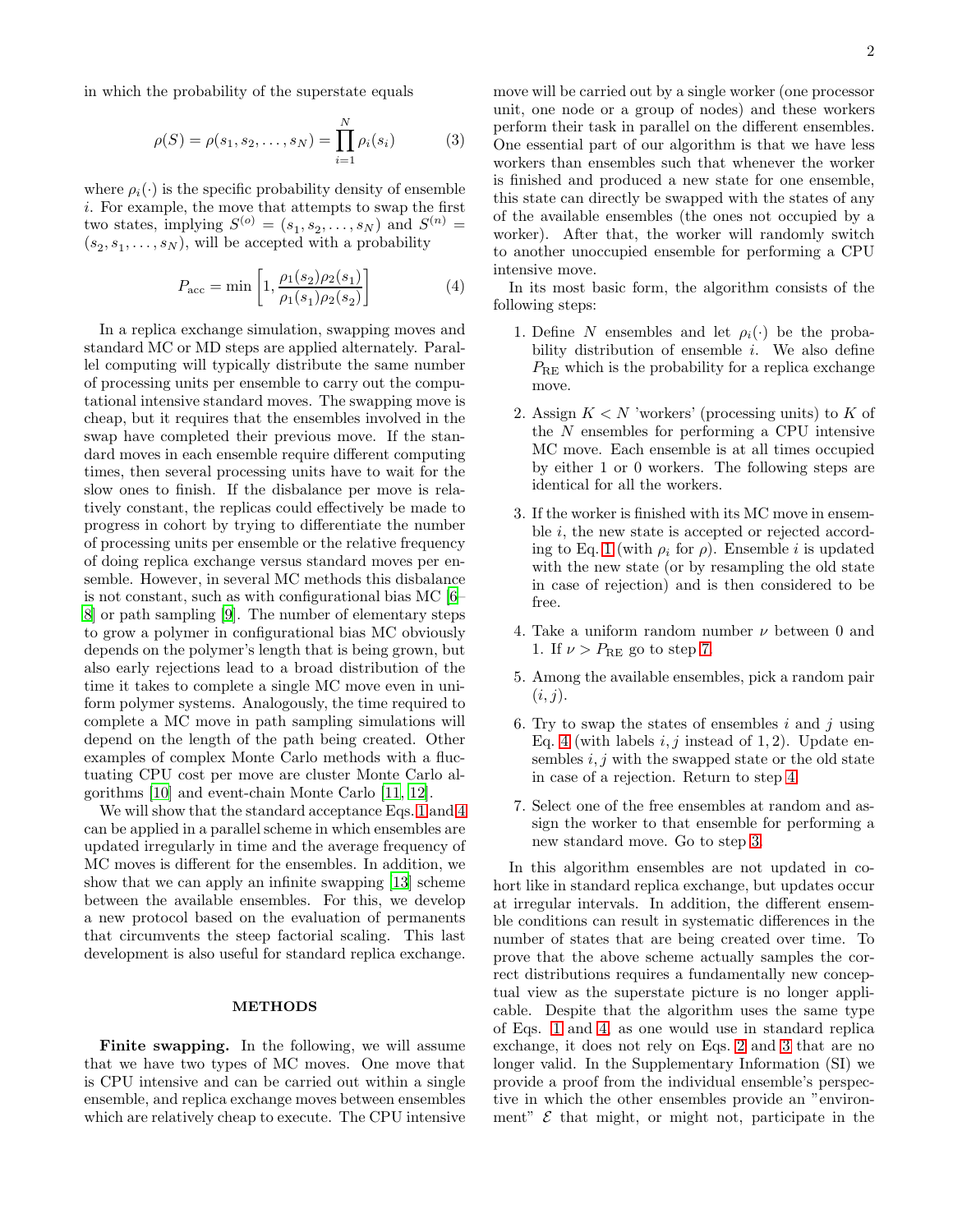in which the probability of the superstate equals

$$\rho(S) = \rho(s_1, s_2, \dots, s_N) = \prod_{i=1}^{N} \rho_i(s_i) \tag{3}$$

where $\rho_i(\cdot)$ is the specific probability density of ensemble $i$. For example, the move that attempts to swap the first two states, implying $S^{(o)} = (s_1, s_2, \dots, s_N)$ and $S^{(n)} = (s_2, s_1, \dots, s_N)$, will be accepted with a probability

$$P_{\mathrm{acc}} = \min\left[1, \frac{\rho_1(s_2)\rho_2(s_1)}{\rho_1(s_1)\rho_2(s_2)}\right] \tag{4}$$

In a replica exchange simulation, swapping moves and standard MC or MD steps are applied alternately. Parallel computing will typically distribute the same number of processing units per ensemble to carry out the computational intensive standard moves. The swapping move is cheap, but it requires that the ensembles involved in the swap have completed their previous move. If the standard moves in each ensemble require different computing times, then several processing units have to wait for the slow ones to finish. If the disbalance per move is relatively constant, the replicas could effectively be made to progress in cohort by trying to differentiate the number of processing units per ensemble or the relative frequency of doing replica exchange versus standard moves per ensemble. However, in several MC methods this disbalance is not constant, such as with configurational bias MC [6–8] or path sampling [9]. The number of elementary steps to grow a polymer in configurational bias MC obviously depends on the polymer's length that is being grown, but also early rejections lead to a broad distribution of the time it takes to complete a single MC move even in uniform polymer systems. Analogously, the time required to complete a MC move in path sampling simulations will depend on the length of the path being created. Other examples of complex Monte Carlo methods with a fluctuating CPU cost per move are cluster Monte Carlo algorithms [10] and event-chain Monte Carlo [11, 12].

We will show that the standard acceptance Eqs. 1 and 4 can be applied in a parallel scheme in which ensembles are updated irregularly in time and the average frequency of MC moves is different for the ensembles. In addition, we show that we can apply an infinite swapping [13] scheme between the available ensembles. For this, we develop a new protocol based on the evaluation of permanents that circumvents the steep factorial scaling. This last development is also useful for standard replica exchange.

## METHODS

**Finite swapping.** In the following, we will assume that we have two types of MC moves. One move that is CPU intensive and can be carried out within a single ensemble, and replica exchange moves between ensembles which are relatively cheap to execute. The CPU intensive move will be carried out by a single worker (one processor unit, one node or a group of nodes) and these workers perform their task in parallel on the different ensembles. One essential part of our algorithm is that we have less workers than ensembles such that whenever the worker is finished and produced a new state for one ensemble, this state can directly be swapped with the states of any of the available ensembles (the ones not occupied by a worker). After that, the worker will randomly switch to another unoccupied ensemble for performing a CPU intensive move.

In its most basic form, the algorithm consists of the following steps:

1. Define $N$ ensembles and let $\rho_i(\cdot)$ be the probability distribution of ensemble $i$. We also define $P_{\mathrm{RE}}$ which is the probability for a replica exchange move.

2. Assign $K < N$ 'workers' (processing units) to $K$ of the $N$ ensembles for performing a CPU intensive MC move. Each ensemble is at all times occupied by either 1 or 0 workers. The following steps are identical for all the workers.

3. If the worker is finished with its MC move in ensemble $i$, the new state is accepted or rejected according to Eq. 1 (with $\rho_i$ for $\rho$). Ensemble $i$ is updated with the new state (or by resampling the old state in case of rejection) and is then considered to be free.

4. Take a uniform random number $\nu$ between 0 and 1. If $\nu > P_{\mathrm{RE}}$ go to step 7.

5. Among the available ensembles, pick a random pair $(i, j)$.

6. Try to swap the states of ensembles $i$ and $j$ using Eq. 4 (with labels $i, j$ instead of $1, 2$). Update ensembles $i, j$ with the swapped state or the old state in case of a rejection. Return to step 4.

7. Select one of the free ensembles at random and assign the worker to that ensemble for performing a new standard move. Go to step 3.

In this algorithm ensembles are not updated in cohort like in standard replica exchange, but updates occur at irregular intervals. In addition, the different ensemble conditions can result in systematic differences in the number of states that are being created over time. To prove that the above scheme actually samples the correct distributions requires a fundamentally new conceptual view as the superstate picture is no longer applicable. Despite that the algorithm uses the same type of Eqs. 1 and 4, as one would use in standard replica exchange, it does not rely on Eqs. 2 and 3 that are no longer valid. In the Supplementary Information (SI) we provide a proof from the individual ensemble's perspective in which the other ensembles provide an "environment" $\mathcal{E}$ that might, or might not, participate in the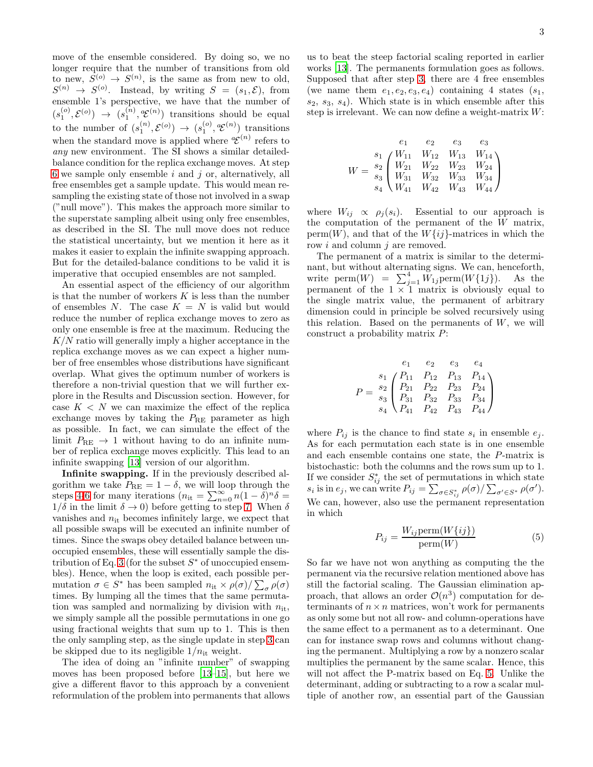move of the ensemble considered. By doing so, we no longer require that the number of transitions from old to new, $S^{(o)} \rightarrow S^{(n)}$, is the same as from new to old, $S^{(n)} \rightarrow S^{(o)}$. Instead, by writing $S = (s_1, \mathcal{E})$, from ensemble 1's perspective, we have that the number of $(s_1^{(o)}, \mathcal{E}^{(o)}) \rightarrow (s_1^{(n)}, {}^a\mathcal{E}^{(n)})$ transitions should be equal to the number of $(s_1^{(n)}, \mathcal{E}^{(o)}) \rightarrow (s_1^{(o)}, {}^a\mathcal{E}^{(n)})$ transitions when the standard move is applied where ${}^a\mathcal{E}^{(n)}$ refers to *any* new environment. The SI shows a similar detailed-balance condition for the replica exchange moves. At step 6 we sample only ensemble $i$ and $j$ or, alternatively, all free ensembles get a sample update. This would mean re-sampling the existing state of those not involved in a swap ("null move"). This makes the approach more similar to the superstate sampling albeit using only free ensembles, as described in the SI. The null move does not reduce the statistical uncertainty, but we mention it here as it makes it easier to explain the infinite swapping approach. But for the detailed-balance conditions to be valid it is imperative that occupied ensembles are not sampled.

An essential aspect of the efficiency of our algorithm is that the number of workers $K$ is less than the number of ensembles $N$. The case $K = N$ is valid but would reduce the number of replica exchange moves to zero as only one ensemble is free at the maximum. Reducing the $K/N$ ratio will generally imply a higher acceptance in the replica exchange moves as we can expect a higher number of free ensembles whose distributions have significant overlap. What gives the optimum number of workers is therefore a non-trivial question that we will further explore in the Results and Discussion section. However, for case $K < N$ we can maximize the effect of the replica exchange moves by taking the $P_{\mathrm{RE}}$ parameter as high as possible. In fact, we can simulate the effect of the limit $P_{\mathrm{RE}} \rightarrow 1$ without having to do an infinite number of replica exchange moves explicitly. This lead to an infinite swapping [13] version of our algorithm.

**Infinite swapping.** If in the previously described algorithm we take $P_{\mathrm{RE}} = 1 - \delta$, we will loop through the steps 4-6 for many iterations ($n_{\mathrm{it}} = \sum_{n=0}^{\infty} n(1-\delta)^n \delta = 1/\delta$ in the limit $\delta \rightarrow 0$) before getting to step 7. When $\delta$ vanishes and $n_{\mathrm{it}}$ becomes infinitely large, we expect that all possible swaps will be executed an infinite number of times. Since the swaps obey detailed balance between unoccupied ensembles, these will essentially sample the distribution of Eq. 3 (for the subset $S^*$ of unoccupied ensembles). Hence, when the loop is exited, each possible permutation $\sigma \in S^*$ has been sampled $n_{\mathrm{it}} \times \rho(\sigma)/\sum_\sigma \rho(\sigma)$ times. By lumping all the times that the same permutation was sampled and normalizing by division with $n_{\mathrm{it}}$, we simply sample all the possible permutations in one go using fractional weights that sum up to 1. This is then the only sampling step, as the single update in step 3 can be skipped due to its negligible $1/n_{\mathrm{it}}$ weight.

The idea of doing an "infinite number" of swapping moves has been proposed before [13–15], but here we give a different flavor to this approach by a convenient reformulation of the problem into permanents that allows us to beat the steep factorial scaling reported in earlier works [13]. The permanents formulation goes as follows. Supposed that after step 3, there are 4 free ensembles (we name them $e_1, e_2, e_3, e_4$) containing 4 states ($s_1$, $s_2$, $s_3$, $s_4$). Which state is in which ensemble after this step is irrelevant. We can now define a weight-matrix $W$:

$$
W = \begin{array}{c} \\ s_1 \\ s_2 \\ s_3 \\ s_4 \end{array}
\begin{array}{c} \begin{array}{cccc} e_1 & e_2 & e_3 & e_3 \end{array} \\
\begin{pmatrix} W_{11} & W_{12} & W_{13} & W_{14} \\ W_{21} & W_{22} & W_{23} & W_{24} \\ W_{31} & W_{32} & W_{33} & W_{34} \\ W_{41} & W_{42} & W_{43} & W_{44} \end{pmatrix} \end{array}
$$

where $W_{ij} \propto \rho_j(s_i)$. Essential to our approach is the computation of the permanent of the $W$ matrix, $\mathrm{perm}(W)$, and that of the $W\{ij\}$-matrices in which the row $i$ and column $j$ are removed.

The permanent of a matrix is similar to the determinant, but without alternating signs. We can, henceforth, write $\mathrm{perm}(W) = \sum_{j=1}^{4} W_{1j} \mathrm{perm}(W\{1j\})$. As the permanent of the $1 \times 1$ matrix is obviously equal to the single matrix value, the permanent of arbitrary dimension could in principle be solved recursively using this relation. Based on the permanents of $W$, we will construct a probability matrix $P$:

$$
P = \begin{array}{c} \\ s_1 \\ s_2 \\ s_3 \\ s_4 \end{array}
\begin{array}{c} \begin{array}{cccc} e_1 & e_2 & e_3 & e_4 \end{array} \\
\begin{pmatrix} P_{11} & P_{12} & P_{13} & P_{14} \\ P_{21} & P_{22} & P_{23} & P_{24} \\ P_{31} & P_{32} & P_{33} & P_{34} \\ P_{41} & P_{42} & P_{43} & P_{44} \end{pmatrix} \end{array}
$$

where $P_{ij}$ is the chance to find state $s_i$ in ensemble $e_j$. As for each permutation each state is in one ensemble and each ensemble contains one state, the $P$-matrix is bistochastic: both the columns and the rows sum up to 1. If we consider $S^*_{ij}$ the set of permutations in which state $s_i$ is in $e_j$, we can write $P_{ij} = \sum_{\sigma \in S^*_{ij}} \rho(\sigma) / \sum_{\sigma' \in S^*} \rho(\sigma')$. We can, however, also use the permanent representation in which

$$
P_{ij} = \frac{W_{ij} \mathrm{perm}(W\{ij\})}{\mathrm{perm}(W)} \tag{5}
$$

So far we have not won anything as computing the the permanent via the recursive relation mentioned above has still the factorial scaling. The Gaussian elimination approach, that allows an order $\mathcal{O}(n^3)$ computation for determinants of $n \times n$ matrices, won't work for permanents as only some but not all row- and column-operations have the same effect to a permanent as to a determinant. One can for instance swap rows and columns without changing the permanent. Multiplying a row by a nonzero scalar multiplies the permanent by the same scalar. Hence, this will not affect the P-matrix based on Eq. 5. Unlike the determinant, adding or subtracting to a row a scalar multiple of another row, an essential part of the Gaussian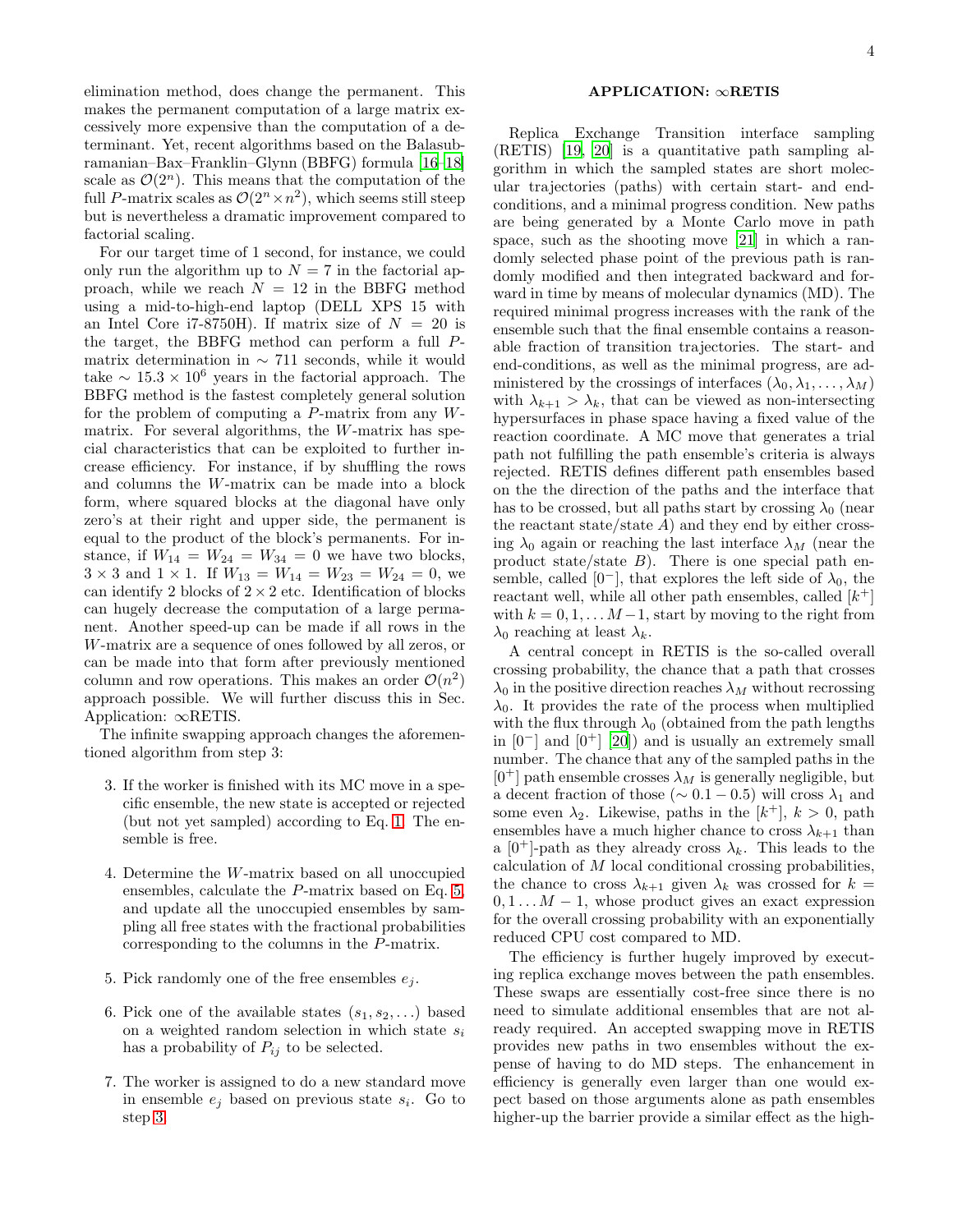elimination method, does change the permanent. This makes the permanent computation of a large matrix excessively more expensive than the computation of a determinant. Yet, recent algorithms based on the Balasubramanian–Bax–Franklin–Glynn (BBFG) formula [16–18] scale as $\mathcal{O}(2^n)$. This means that the computation of the full $P$-matrix scales as $\mathcal{O}(2^n \times n^2)$, which seems still steep but is nevertheless a dramatic improvement compared to factorial scaling.

For our target time of 1 second, for instance, we could only run the algorithm up to $N = 7$ in the factorial approach, while we reach $N = 12$ in the BBFG method using a mid-to-high-end laptop (DELL XPS 15 with an Intel Core i7-8750H). If matrix size of $N = 20$ is the target, the BBFG method can perform a full $P$-matrix determination in $\sim 711$ seconds, while it would take $\sim 15.3 \times 10^6$ years in the factorial approach. The BBFG method is the fastest completely general solution for the problem of computing a $P$-matrix from any $W$-matrix. For several algorithms, the $W$-matrix has special characteristics that can be exploited to further increase efficiency. For instance, if by shuffling the rows and columns the $W$-matrix can be made into a block form, where squared blocks at the diagonal have only zero's at their right and upper side, the permanent is equal to the product of the block's permanents. For instance, if $W_{14} = W_{24} = W_{34} = 0$ we have two blocks, $3 \times 3$ and $1 \times 1$. If $W_{13} = W_{14} = W_{23} = W_{24} = 0$, we can identify 2 blocks of $2 \times 2$ etc. Identification of blocks can hugely decrease the computation of a large permanent. Another speed-up can be made if all rows in the $W$-matrix are a sequence of ones followed by all zeros, or can be made into that form after previously mentioned column and row operations. This makes an order $\mathcal{O}(n^2)$ approach possible. We will further discuss this in Sec. Application: ∞RETIS.

The infinite swapping approach changes the aforementioned algorithm from step 3:

3. If the worker is finished with its MC move in a specific ensemble, the new state is accepted or rejected (but not yet sampled) according to Eq. 1. The ensemble is free.

4. Determine the $W$-matrix based on all unoccupied ensembles, calculate the $P$-matrix based on Eq. 5, and update all the unoccupied ensembles by sampling all free states with the fractional probabilities corresponding to the columns in the $P$-matrix.

5. Pick randomly one of the free ensembles $e_j$.

6. Pick one of the available states $(s_1, s_2, \ldots)$ based on a weighted random selection in which state $s_i$ has a probability of $P_{ij}$ to be selected.

7. The worker is assigned to do a new standard move in ensemble $e_j$ based on previous state $s_i$. Go to step 3.

## APPLICATION: ∞RETIS

Replica Exchange Transition interface sampling (RETIS) [19, 20] is a quantitative path sampling algorithm in which the sampled states are short molecular trajectories (paths) with certain start- and end-conditions, and a minimal progress condition. New paths are being generated by a Monte Carlo move in path space, such as the shooting move [21] in which a randomly selected phase point of the previous path is randomly modified and then integrated backward and forward in time by means of molecular dynamics (MD). The required minimal progress increases with the rank of the ensemble such that the final ensemble contains a reasonable fraction of transition trajectories. The start- and end-conditions, as well as the minimal progress, are administered by the crossings of interfaces $(\lambda_0, \lambda_1, \ldots, \lambda_M)$ with $\lambda_{k+1} > \lambda_k$, that can be viewed as non-intersecting hypersurfaces in phase space having a fixed value of the reaction coordinate. A MC move that generates a trial path not fulfilling the path ensemble's criteria is always rejected. RETIS defines different path ensembles based on the the direction of the paths and the interface that has to be crossed, but all paths start by crossing $\lambda_0$ (near the reactant state/state $A$) and they end by either crossing $\lambda_0$ again or reaching the last interface $\lambda_M$ (near the product state/state $B$). There is one special path ensemble, called $[0^-]$, that explores the left side of $\lambda_0$, the reactant well, while all other path ensembles, called $[k^+]$ with $k = 0, 1, \ldots M-1$, start by moving to the right from $\lambda_0$ reaching at least $\lambda_k$.

A central concept in RETIS is the so-called overall crossing probability, the chance that a path that crosses $\lambda_0$ in the positive direction reaches $\lambda_M$ without recrossing $\lambda_0$. It provides the rate of the process when multiplied with the flux through $\lambda_0$ (obtained from the path lengths in $[0^-]$ and $[0^+]$ [20]) and is usually an extremely small number. The chance that any of the sampled paths in the $[0^+]$ path ensemble crosses $\lambda_M$ is generally negligible, but a decent fraction of those ($\sim 0.1 - 0.5$) will cross $\lambda_1$ and some even $\lambda_2$. Likewise, paths in the $[k^+]$, $k > 0$, path ensembles have a much higher chance to cross $\lambda_{k+1}$ than a $[0^+]$-path as they already cross $\lambda_k$. This leads to the calculation of $M$ local conditional crossing probabilities, the chance to cross $\lambda_{k+1}$ given $\lambda_k$ was crossed for $k = 0, 1 \ldots M-1$, whose product gives an exact expression for the overall crossing probability with an exponentially reduced CPU cost compared to MD.

The efficiency is further hugely improved by executing replica exchange moves between the path ensembles. These swaps are essentially cost-free since there is no need to simulate additional ensembles that are not already required. An accepted swapping move in RETIS provides new paths in two ensembles without the expense of having to do MD steps. The enhancement in efficiency is generally even larger than one would expect based on those arguments alone as path ensembles higher-up the barrier provide a similar effect as the high-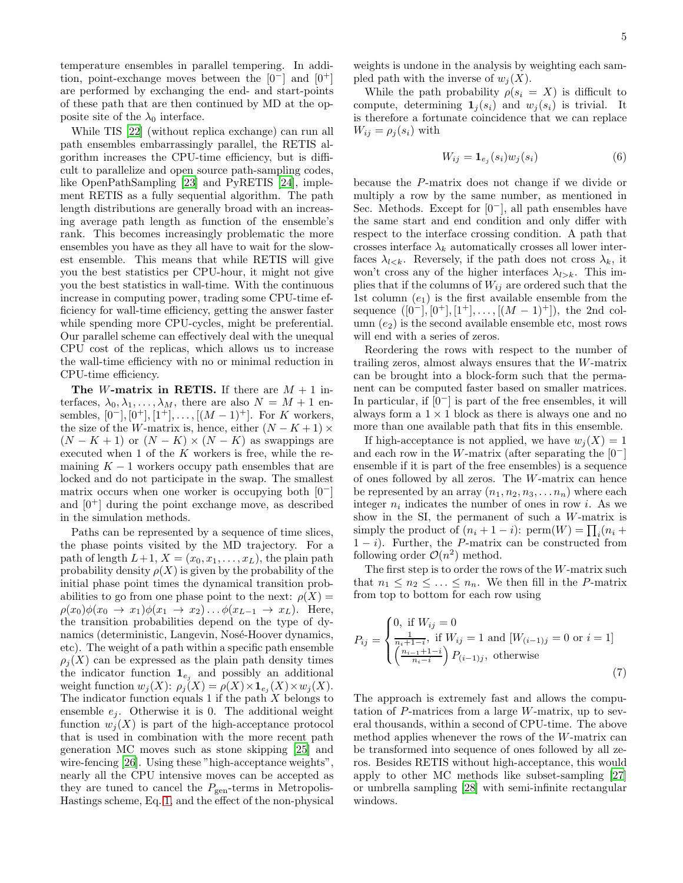temperature ensembles in parallel tempering. In addition, point-exchange moves between the $[0^-]$ and $[0^+]$ are performed by exchanging the end- and start-points of these path that are then continued by MD at the opposite site of the $\lambda_0$ interface.

While TIS [22] (without replica exchange) can run all path ensembles embarrassingly parallel, the RETIS algorithm increases the CPU-time efficiency, but is difficult to parallelize and open source path-sampling codes, like OpenPathSampling [23] and PyRETIS [24], implement RETIS as a fully sequential algorithm. The path length distributions are generally broad with an increasing average path length as function of the ensemble's rank. This becomes increasingly problematic the more ensembles you have as they all have to wait for the slowest ensemble. This means that while RETIS will give you the best statistics per CPU-hour, it might not give you the best statistics in wall-time. With the continuous increase in computing power, trading some CPU-time efficiency for wall-time efficiency, getting the answer faster while spending more CPU-cycles, might be preferential. Our parallel scheme can effectively deal with the unequal CPU cost of the replicas, which allows us to increase the wall-time efficiency with no or minimal reduction in CPU-time efficiency.

**The $W$-matrix in RETIS.** If there are $M+1$ interfaces, $\lambda_0, \lambda_1, \ldots, \lambda_M$, there are also $N = M+1$ ensembles, $[0^-], [0^+], [1^+], \ldots, [(M-1)^+]$. For $K$ workers, the size of the $W$-matrix is, hence, either $(N-K+1) \times (N-K+1)$ or $(N-K) \times (N-K)$ as swappings are executed when 1 of the $K$ workers is free, while the remaining $K-1$ workers occupy path ensembles that are locked and do not participate in the swap. The smallest matrix occurs when one worker is occupying both $[0^-]$ and $[0^+]$ during the point exchange move, as described in the simulation methods.

Paths can be represented by a sequence of time slices, the phase points visited by the MD trajectory. For a path of length $L+1$, $X = (x_0, x_1, \ldots, x_L)$, the plain path probability density $\rho(X)$ is given by the probability of the initial phase point times the dynamical transition probabilities to go from one phase point to the next: $\rho(X) = \rho(x_0)\phi(x_0 \to x_1)\phi(x_1 \to x_2)\ldots\phi(x_{L-1} \to x_L)$. Here, the transition probabilities depend on the type of dynamics (deterministic, Langevin, Nosé-Hoover dynamics, etc). The weight of a path within a specific path ensemble $\rho_j(X)$ can be expressed as the plain path density times the indicator function $\mathbf{1}_{e_j}$ and possibly an additional weight function $w_j(X)$: $\rho_j(X) = \rho(X) \times \mathbf{1}_{e_j}(X) \times w_j(X)$. The indicator function equals 1 if the path $X$ belongs to ensemble $e_j$. Otherwise it is 0. The additional weight function $w_j(X)$ is part of the high-acceptance protocol that is used in combination with the more recent path generation MC moves such as stone skipping [25] and wire-fencing [26]. Using these "high-acceptance weights", nearly all the CPU intensive moves can be accepted as they are tuned to cancel the $P_{\text{gen}}$-terms in Metropolis-Hastings scheme, Eq. 1, and the effect of the non-physical weights is undone in the analysis by weighting each sampled path with the inverse of $w_j(X)$.

While the path probability $\rho(s_i = X)$ is difficult to compute, determining $\mathbf{1}_j(s_i)$ and $w_j(s_i)$ is trivial. It is therefore a fortunate coincidence that we can replace $W_{ij} = \rho_j(s_i)$ with

$$W_{ij} = \mathbf{1}_{e_j}(s_i) w_j(s_i) \tag{6}$$

because the $P$-matrix does not change if we divide or multiply a row by the same number, as mentioned in Sec. Methods. Except for $[0^-]$, all path ensembles have the same start and end condition and only differ with respect to the interface crossing condition. A path that crosses interface $\lambda_k$ automatically crosses all lower interfaces $\lambda_{l<k}$. Reversely, if the path does not cross $\lambda_k$, it won't cross any of the higher interfaces $\lambda_{l>k}$. This implies that if the columns of $W_{ij}$ are ordered such that the 1st column ($e_1$) is the first available ensemble from the sequence $([0^-], [0^+], [1^+], \ldots, [(M-1)^+])$, the 2nd column ($e_2$) is the second available ensemble etc, most rows will end with a series of zeros.

Reordering the rows with respect to the number of trailing zeros, almost always ensures that the $W$-matrix can be brought into a block-form such that the permanent can be computed faster based on smaller matrices. In particular, if $[0^-]$ is part of the free ensembles, it will always form a $1 \times 1$ block as there is always one and no more than one available path that fits in this ensemble.

If high-acceptance is not applied, we have $w_j(X) = 1$ and each row in the $W$-matrix (after separating the $[0^-]$ ensemble if it is part of the free ensembles) is a sequence of ones followed by all zeros. The $W$-matrix can hence be represented by an array $(n_1, n_2, n_3, \ldots n_n)$ where each integer $n_i$ indicates the number of ones in row $i$. As we show in the SI, the permanent of such a $W$-matrix is simply the product of $(n_i + 1 - i)$: $\text{perm}(W) = \prod_i (n_i + 1 - i)$. Further, the $P$-matrix can be constructed from following order $\mathcal{O}(n^2)$ method.

The first step is to order the rows of the $W$-matrix such that $n_1 \le n_2 \le \ldots \le n_n$. We then fill in the $P$-matrix from top to bottom for each row using

$$P_{ij} = \begin{cases} 0, \text{ if } W_{ij} = 0 \\ \frac{1}{n_i + 1 - i}, \text{ if } W_{ij} = 1 \text{ and } [W_{(i-1)j} = 0 \text{ or } i = 1] \\ \left(\frac{n_{i-1} + 1 - i}{n_i - i}\right) P_{(i-1)j}, \text{ otherwise} \end{cases} \tag{7}$$

The approach is extremely fast and allows the computation of $P$-matrices from a large $W$-matrix, up to several thousands, within a second of CPU-time. The above method applies whenever the rows of the $W$-matrix can be transformed into sequence of ones followed by all zeros. Besides RETIS without high-acceptance, this would apply to other MC methods like subset-sampling [27] or umbrella sampling [28] with semi-infinite rectangular windows.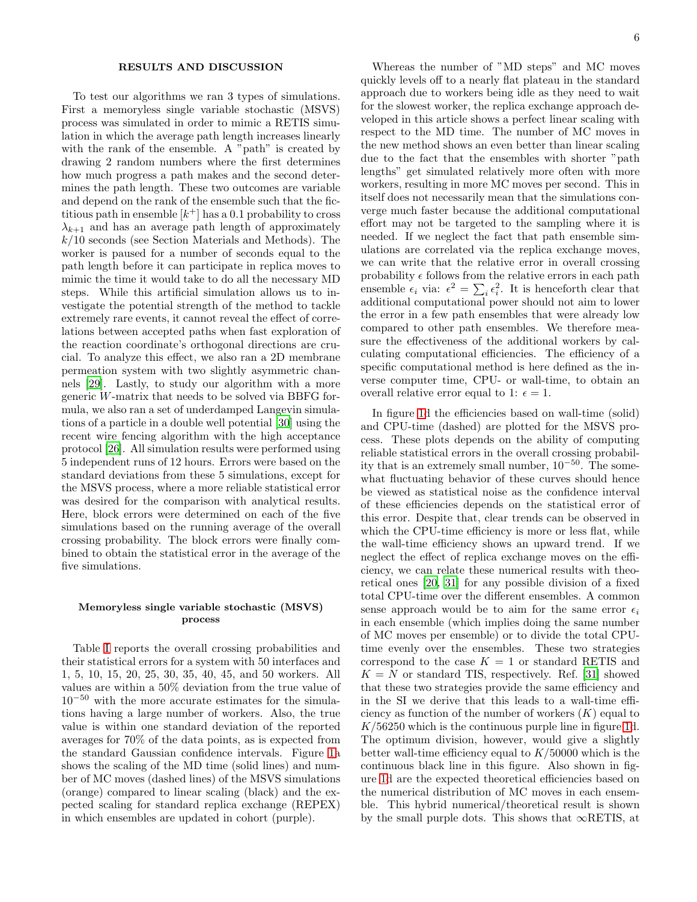### RESULTS AND DISCUSSION

To test our algorithms we ran 3 types of simulations. First a memoryless single variable stochastic (MSVS) process was simulated in order to mimic a RETIS simulation in which the average path length increases linearly with the rank of the ensemble. A "path" is created by drawing 2 random numbers where the first determines how much progress a path makes and the second determines the path length. These two outcomes are variable and depend on the rank of the ensemble such that the fictitious path in ensemble $[k^+]$ has a 0.1 probability to cross $\lambda_{k+1}$ and has an average path length of approximately $k/10$ seconds (see Section Materials and Methods). The worker is paused for a number of seconds equal to the path length before it can participate in replica moves to mimic the time it would take to do all the necessary MD steps. While this artificial simulation allows us to investigate the potential strength of the method to tackle extremely rare events, it cannot reveal the effect of correlations between accepted paths when fast exploration of the reaction coordinate's orthogonal directions are crucial. To analyze this effect, we also ran a 2D membrane permeation system with two slightly asymmetric channels [29]. Lastly, to study our algorithm with a more generic $W$-matrix that needs to be solved via BBFG formula, we also ran a set of underdamped Langevin simulations of a particle in a double well potential [30] using the recent wire fencing algorithm with the high acceptance protocol [26]. All simulation results were performed using 5 independent runs of 12 hours. Errors were based on the standard deviations from these 5 simulations, except for the MSVS process, where a more reliable statistical error was desired for the comparison with analytical results. Here, block errors were determined on each of the five simulations based on the running average of the overall crossing probability. The block errors were finally combined to obtain the statistical error in the average of the five simulations.

#### Memoryless single variable stochastic (MSVS) process

Table I reports the overall crossing probabilities and their statistical errors for a system with 50 interfaces and 1, 5, 10, 15, 20, 25, 30, 35, 40, 45, and 50 workers. All values are within a 50% deviation from the true value of $10^{-50}$ with the more accurate estimates for the simulations having a large number of workers. Also, the true value is within one standard deviation of the reported averages for 70% of the data points, as is expected from the standard Gaussian confidence intervals. Figure 1a shows the scaling of the MD time (solid lines) and number of MC moves (dashed lines) of the MSVS simulations (orange) compared to linear scaling (black) and the expected scaling for standard replica exchange (REPEX) in which ensembles are updated in cohort (purple).

Whereas the number of "MD steps" and MC moves quickly levels off to a nearly flat plateau in the standard approach due to workers being idle as they need to wait for the slowest worker, the replica exchange approach developed in this article shows a perfect linear scaling with respect to the MD time. The number of MC moves in the new method shows an even better than linear scaling due to the fact that the ensembles with shorter "path lengths" get simulated relatively more often with more workers, resulting in more MC moves per second. This in itself does not necessarily mean that the simulations converge much faster because the additional computational effort may not be targeted to the sampling where it is needed. If we neglect the fact that path ensemble simulations are correlated via the replica exchange moves, we can write that the relative error in overall crossing probability $\epsilon$ follows from the relative errors in each path ensemble $\epsilon_i$ via: $\epsilon^2 = \sum_i \epsilon_i^2$. It is henceforth clear that additional computational power should not aim to lower the error in a few path ensembles that were already low compared to other path ensembles. We therefore measure the effectiveness of the additional workers by calculating computational efficiencies. The efficiency of a specific computational method is here defined as the inverse computer time, CPU- or wall-time, to obtain an overall relative error equal to 1: $\epsilon = 1$.

In figure 1d the efficiencies based on wall-time (solid) and CPU-time (dashed) are plotted for the MSVS process. These plots depends on the ability of computing reliable statistical errors in the overall crossing probability that is an extremely small number, $10^{-50}$. The somewhat fluctuating behavior of these curves should hence be viewed as statistical noise as the confidence interval of these efficiencies depends on the statistical error of this error. Despite that, clear trends can be observed in which the CPU-time efficiency is more or less flat, while the wall-time efficiency shows an upward trend. If we neglect the effect of replica exchange moves on the efficiency, we can relate these numerical results with theoretical ones [20, 31] for any possible division of a fixed total CPU-time over the different ensembles. A common sense approach would be to aim for the same error $\epsilon_i$ in each ensemble (which implies doing the same number of MC moves per ensemble) or to divide the total CPU-time evenly over the ensembles. These two strategies correspond to the case $K = 1$ or standard RETIS and $K = N$ or standard TIS, respectively. Ref. [31] showed that these two strategies provide the same efficiency and in the SI we derive that this leads to a wall-time efficiency as function of the number of workers ($K$) equal to $K/56250$ which is the continuous purple line in figure 1d. The optimum division, however, would give a slightly better wall-time efficiency equal to $K/50000$ which is the continuous black line in this figure. Also shown in figure 1d are the expected theoretical efficiencies based on the numerical distribution of MC moves in each ensemble. This hybrid numerical/theoretical result is shown by the small purple dots. This shows that $\infty$RETIS, at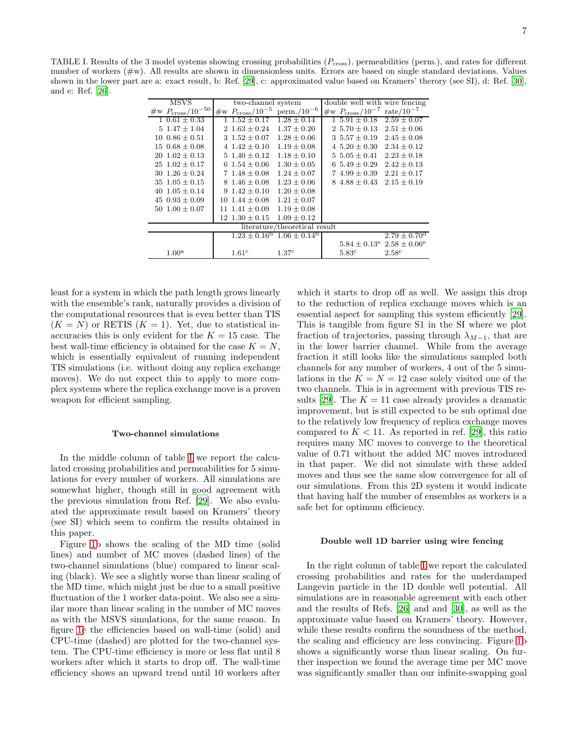TABLE I. Results of the 3 model systems showing crossing probabilities ($P_{\mathrm{cross}}$), permeabilities (perm.), and rates for different number of workers (#w). All results are shown in dimensionless units. Errors are based on single standard deviations. Values shown in the lower part are a: exact result, b: Ref. [29], c: approximated value based on Kramers' theory (see SI), d: Ref. [30], and e: Ref. [26].

| MSVS | | two-channel system | | | double well with wire fencing | | |
|---|---|---|---|---|---|---|---|
| #w | $P_{\mathrm{cross}}/10^{-50}$ | #w | $P_{\mathrm{cross}}/10^{-5}$ | perm./$10^{-6}$ | #w | $P_{\mathrm{cross}}/10^{-7}$ | rate/$10^{-7}$ |
| 1 | $0.61 \pm 0.33$ | 1 | $1.52 \pm 0.17$ | $1.28 \pm 0.14$ | 1 | $5.91 \pm 0.18$ | $2.59 \pm 0.07$ |
| 5 | $1.47 \pm 1.04$ | 2 | $1.63 \pm 0.24$ | $1.37 \pm 0.20$ | 2 | $5.70 \pm 0.13$ | $2.51 \pm 0.06$ |
| 10 | $0.86 \pm 0.51$ | 3 | $1.52 \pm 0.07$ | $1.28 \pm 0.06$ | 3 | $5.57 \pm 0.19$ | $2.45 \pm 0.08$ |
| 15 | $0.68 \pm 0.08$ | 4 | $1.42 \pm 0.10$ | $1.19 \pm 0.08$ | 4 | $5.20 \pm 0.30$ | $2.34 \pm 0.12$ |
| 20 | $1.02 \pm 0.13$ | 5 | $1.40 \pm 0.12$ | $1.18 \pm 0.10$ | 5 | $5.05 \pm 0.41$ | $2.23 \pm 0.18$ |
| 25 | $1.02 \pm 0.17$ | 6 | $1.54 \pm 0.06$ | $1.30 \pm 0.05$ | 6 | $5.49 \pm 0.29$ | $2.42 \pm 0.13$ |
| 30 | $1.26 \pm 0.24$ | 7 | $1.48 \pm 0.08$ | $1.24 \pm 0.07$ | 7 | $4.99 \pm 0.39$ | $2.21 \pm 0.17$ |
| 35 | $1.05 \pm 0.15$ | 8 | $1.46 \pm 0.08$ | $1.23 \pm 0.06$ | 8 | $4.88 \pm 0.43$ | $2.15 \pm 0.19$ |
| 40 | $1.05 \pm 0.14$ | 9 | $1.42 \pm 0.10$ | $1.20 \pm 0.08$ | | | |
| 45 | $0.93 \pm 0.09$ | 10 | $1.44 \pm 0.08$ | $1.21 \pm 0.07$ | | | |
| 50 | $1.00 \pm 0.07$ | 11 | $1.41 \pm 0.09$ | $1.19 \pm 0.08$ | | | |
| | | 12 | $1.30 \pm 0.15$ | $1.09 \pm 0.12$ | | | |
| literature/theoretical result | | | | | | | |
| | | | $1.23 \pm 0.16$[b] | $1.06 \pm 0.14$[b] | | | $2.79 \pm 0.70$[d] |
| | | | | | | $5.84 \pm 0.13$[e] | $2.58 \pm 0.06$[e] |
| | $1.00$[a] | | $1.61$[c] | $1.37$[c] | | $5.83$[c] | $2.58$[c] |

least for a system in which the path length grows linearly with the ensemble's rank, naturally provides a division of the computational resources that is even better than TIS ($K = N$) or RETIS ($K = 1$). Yet, due to statistical inaccuracies this is only evident for the $K = 15$ case. The best wall-time efficiency is obtained for the case $K = N$, which is essentially equivalent of running independent TIS simulations (i.e. without doing any replica exchange moves). We do not expect this to apply to more complex systems where the replica exchange move is a proven weapon for efficient sampling.

### Two-channel simulations

In the middle column of table I we report the calculated crossing probabilities and permeabilities for 5 simulations for every number of workers. All simulations are somewhat higher, though still in good agreement with the previous simulation from Ref. [29]. We also evaluated the approximate result based on Kramers' theory (see SI) which seem to confirm the results obtained in this paper.

Figure 1b shows the scaling of the MD time (solid lines) and number of MC moves (dashed lines) of the two-channel simulations (blue) compared to linear scaling (black). We see a slightly worse than linear scaling of the MD time, which might just be due to a small positive fluctuation of the 1 worker data-point. We also see a similar more than linear scaling in the number of MC moves as with the MSVS simulations, for the same reason. In figure 1e the efficiencies based on wall-time (solid) and CPU-time (dashed) are plotted for the two-channel system. The CPU-time efficiency is more or less flat until 8 workers after which it starts to drop off. The wall-time efficiency shows an upward trend until 10 workers after which it starts to drop off as well. We assign this drop to the reduction of replica exchange moves which is an essential aspect for sampling this system efficiently [29]. This is tangible from figure S1 in the SI where we plot fraction of trajectories, passing through $\lambda_{M-1}$, that are in the lower barrier channel. While from the average fraction it still looks like the simulations sampled both channels for any number of workers, 4 out of the 5 simulations in the $K = N = 12$ case solely visited one of the two channels. This is in agreement with previous TIS results [29]. The $K = 11$ case already provides a dramatic improvement, but is still expected to be sub optimal due to the relatively low frequency of replica exchange moves compared to $K < 11$. As reported in ref. [29], this ratio requires many MC moves to converge to the theoretical value of 0.71 without the added MC moves introduced in that paper. We did not simulate with these added moves and thus see the same slow convergence for all of our simulations. From this 2D system it would indicate that having half the number of ensembles as workers is a safe bet for optimum efficiency.

### Double well 1D barrier using wire fencing

In the right column of table I we report the calculated crossing probabilities and rates for the underdamped Langevin particle in the 1D double well potential. All simulations are in reasonable agreement with each other and the results of Refs. [26] and and [30], as well as the approximate value based on Kramers' theory. However, while these results confirm the soundness of the method, the scaling and efficiency are less convincing. Figure 1b shows a significantly worse than linear scaling. On further inspection we found the average time per MC move was significantly smaller than our infinite-swapping goal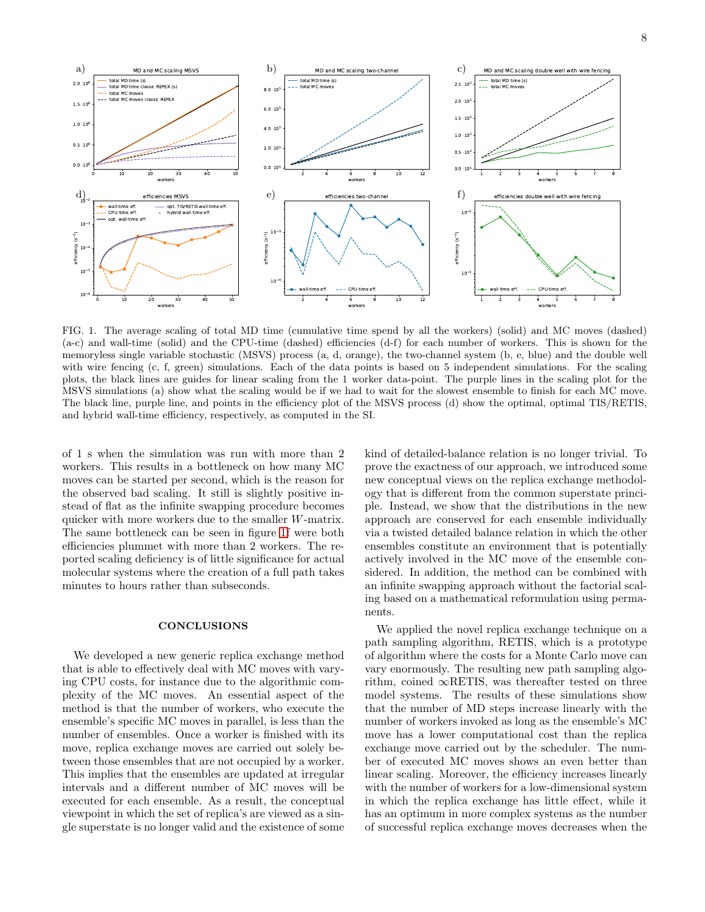FIG. 1. The average scaling of total MD time (cumulative time spend by all the workers) (solid) and MC moves (dashed) (a-c) and wall-time (solid) and the CPU-time (dashed) efficiencies (d-f) for each number of workers. This is shown for the memoryless single variable stochastic (MSVS) process (a, d, orange), the two-channel system (b, e, blue) and the double well with wire fencing (c, f, green) simulations. Each of the data points is based on 5 independent simulations. For the scaling plots, the black lines are guides for linear scaling from the 1 worker data-point. The purple lines in the scaling plot for the MSVS simulations (a) show what the scaling would be if we had to wait for the slowest ensemble to finish for each MC move. The black line, purple line, and points in the efficiency plot of the MSVS process (d) show the optimal, optimal TIS/RETIS, and hybrid wall-time efficiency, respectively, as computed in the SI.

of 1 s when the simulation was run with more than 2 workers. This results in a bottleneck on how many MC moves can be started per second, which is the reason for the observed bad scaling. It still is slightly positive instead of flat as the infinite swapping procedure becomes quicker with more workers due to the smaller $W$-matrix. The same bottleneck can be seen in figure 1f were both efficiencies plummet with more than 2 workers. The reported scaling deficiency is of little significance for actual molecular systems where the creation of a full path takes minutes to hours rather than subseconds.

## CONCLUSIONS

We developed a new generic replica exchange method that is able to effectively deal with MC moves with varying CPU costs, for instance due to the algorithmic complexity of the MC moves. An essential aspect of the method is that the number of workers, who execute the ensemble's specific MC moves in parallel, is less than the number of ensembles. Once a worker is finished with its move, replica exchange moves are carried out solely between those ensembles that are not occupied by a worker. This implies that the ensembles are updated at irregular intervals and a different number of MC moves will be executed for each ensemble. As a result, the conceptual viewpoint in which the set of replica's are viewed as a single superstate is no longer valid and the existence of some kind of detailed-balance relation is no longer trivial. To prove the exactness of our approach, we introduced some new conceptual views on the replica exchange methodology that is different from the common superstate principle. Instead, we show that the distributions in the new approach are conserved for each ensemble individually via a twisted detailed balance relation in which the other ensembles constitute an environment that is potentially actively involved in the MC move of the ensemble considered. In addition, the method can be combined with an infinite swapping approach without the factorial scaling based on a mathematical reformulation using permanents.

We applied the novel replica exchange technique on a path sampling algorithm, RETIS, which is a prototype of algorithm where the costs for a Monte Carlo move can vary enormously. The resulting new path sampling algorithm, coined ∞RETIS, was thereafter tested on three model systems. The results of these simulations show that the number of MD steps increase linearly with the number of workers invoked as long as the ensemble's MC move has a lower computational cost than the replica exchange move carried out by the scheduler. The number of executed MC moves shows an even better than linear scaling. Moreover, the efficiency increases linearly with the number of workers for a low-dimensional system in which the replica exchange has little effect, while it has an optimum in more complex systems as the number of successful replica exchange moves decreases when the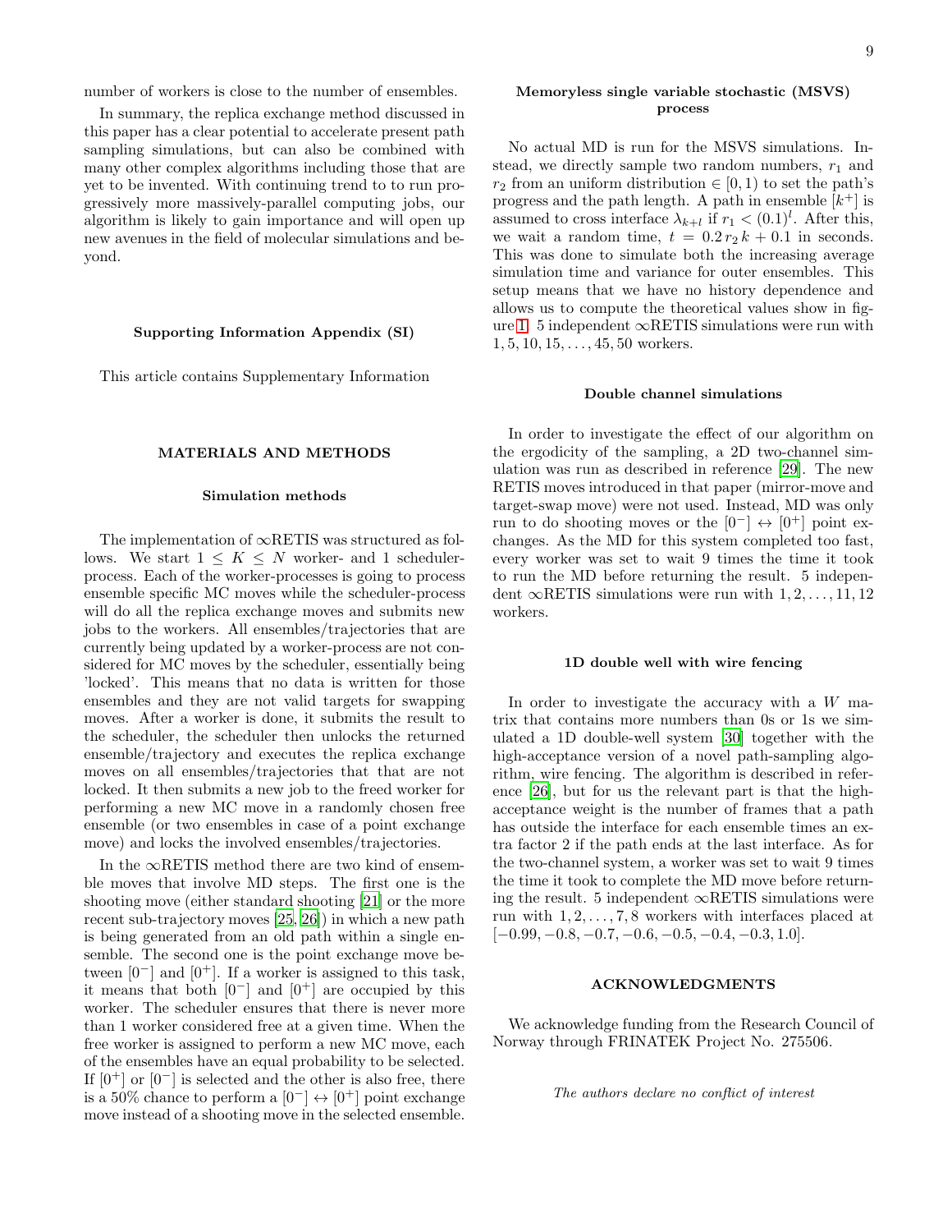number of workers is close to the number of ensembles.

In summary, the replica exchange method discussed in this paper has a clear potential to accelerate present path sampling simulations, but can also be combined with many other complex algorithms including those that are yet to be invented. With continuing trend to to run progressively more massively-parallel computing jobs, our algorithm is likely to gain importance and will open up new avenues in the field of molecular simulations and beyond.

### Supporting Information Appendix (SI)

This article contains Supplementary Information

## MATERIALS AND METHODS

### Simulation methods

The implementation of $\infty$RETIS was structured as follows. We start $1 \leq K \leq N$ worker- and 1 scheduler-process. Each of the worker-processes is going to process ensemble specific MC moves while the scheduler-process will do all the replica exchange moves and submits new jobs to the workers. All ensembles/trajectories that are currently being updated by a worker-process are not considered for MC moves by the scheduler, essentially being 'locked'. This means that no data is written for those ensembles and they are not valid targets for swapping moves. After a worker is done, it submits the result to the scheduler, the scheduler then unlocks the returned ensemble/trajectory and executes the replica exchange moves on all ensembles/trajectories that that are not locked. It then submits a new job to the freed worker for performing a new MC move in a randomly chosen free ensemble (or two ensembles in case of a point exchange move) and locks the involved ensembles/trajectories.

In the $\infty$RETIS method there are two kind of ensemble moves that involve MD steps. The first one is the shooting move (either standard shooting [21] or the more recent sub-trajectory moves [25, 26]) in which a new path is being generated from an old path within a single ensemble. The second one is the point exchange move between $[0^-]$ and $[0^+]$. If a worker is assigned to this task, it means that both $[0^-]$ and $[0^+]$ are occupied by this worker. The scheduler ensures that there is never more than 1 worker considered free at a given time. When the free worker is assigned to perform a new MC move, each of the ensembles have an equal probability to be selected. If $[0^+]$ or $[0^-]$ is selected and the other is also free, there is a 50% chance to perform a $[0^-] \leftrightarrow [0^+]$ point exchange move instead of a shooting move in the selected ensemble.

### Memoryless single variable stochastic (MSVS) process

No actual MD is run for the MSVS simulations. Instead, we directly sample two random numbers, $r_1$ and $r_2$ from an uniform distribution $\in [0, 1)$ to set the path's progress and the path length. A path in ensemble $[k^+]$ is assumed to cross interface $\lambda_{k+l}$ if $r_1 < (0.1)^l$. After this, we wait a random time, $t = 0.2\, r_2\, k + 0.1$ in seconds. This was done to simulate both the increasing average simulation time and variance for outer ensembles. This setup means that we have no history dependence and allows us to compute the theoretical values show in figure 1. 5 independent $\infty$RETIS simulations were run with $1, 5, 10, 15, \ldots, 45, 50$ workers.

### Double channel simulations

In order to investigate the effect of our algorithm on the ergodicity of the sampling, a 2D two-channel simulation was run as described in reference [29]. The new RETIS moves introduced in that paper (mirror-move and target-swap move) were not used. Instead, MD was only run to do shooting moves or the $[0^-] \leftrightarrow [0^+]$ point exchanges. As the MD for this system completed too fast, every worker was set to wait 9 times the time it took to run the MD before returning the result. 5 independent $\infty$RETIS simulations were run with $1, 2, \ldots, 11, 12$ workers.

### 1D double well with wire fencing

In order to investigate the accuracy with a $W$ matrix that contains more numbers than 0s or 1s we simulated a 1D double-well system [30] together with the high-acceptance version of a novel path-sampling algorithm, wire fencing. The algorithm is described in reference [26], but for us the relevant part is that the high-acceptance weight is the number of frames that a path has outside the interface for each ensemble times an extra factor 2 if the path ends at the last interface. As for the two-channel system, a worker was set to wait 9 times the time it took to complete the MD move before returning the result. 5 independent $\infty$RETIS simulations were run with $1, 2, \ldots, 7, 8$ workers with interfaces placed at $[-0.99, -0.8, -0.7, -0.6, -0.5, -0.4, -0.3, 1.0]$.

## ACKNOWLEDGMENTS

We acknowledge funding from the Research Council of Norway through FRINATEK Project No. 275506.

*The authors declare no conflict of interest*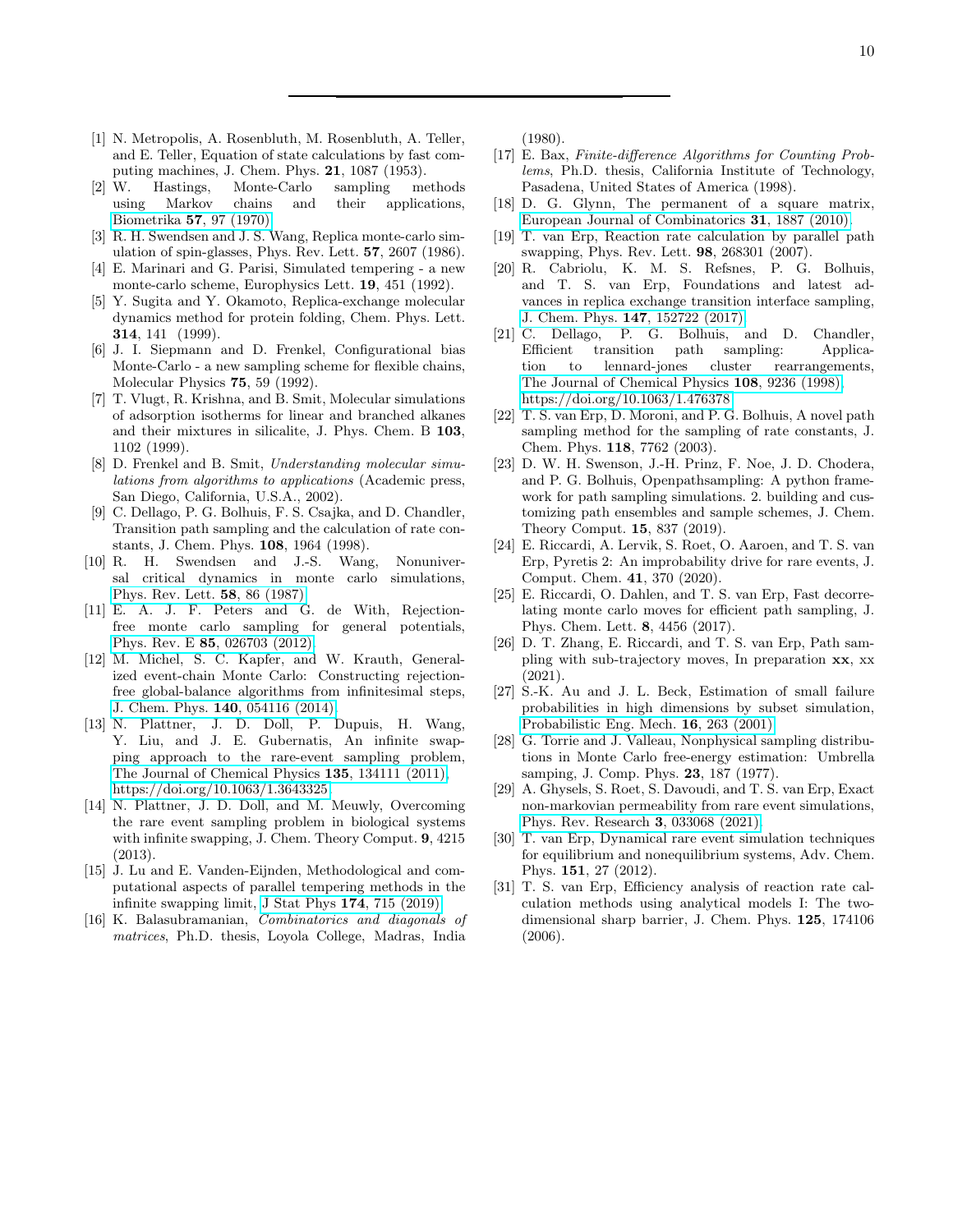[1] N. Metropolis, A. Rosenbluth, M. Rosenbluth, A. Teller, and E. Teller, Equation of state calculations by fast computing machines, J. Chem. Phys. **21**, 1087 (1953).

[2] W. Hastings, Monte-Carlo sampling methods using Markov chains and their applications, Biometrika **57**, 97 (1970).

[3] R. H. Swendsen and J. S. Wang, Replica monte-carlo simulation of spin-glasses, Phys. Rev. Lett. **57**, 2607 (1986).

[4] E. Marinari and G. Parisi, Simulated tempering - a new monte-carlo scheme, Europhysics Lett. **19**, 451 (1992).

[5] Y. Sugita and Y. Okamoto, Replica-exchange molecular dynamics method for protein folding, Chem. Phys. Lett. **314**, 141 (1999).

[6] J. I. Siepmann and D. Frenkel, Configurational bias Monte-Carlo - a new sampling scheme for flexible chains, Molecular Physics **75**, 59 (1992).

[7] T. Vlugt, R. Krishna, and B. Smit, Molecular simulations of adsorption isotherms for linear and branched alkanes and their mixtures in silicalite, J. Phys. Chem. B **103**, 1102 (1999).

[8] D. Frenkel and B. Smit, *Understanding molecular simulations from algorithms to applications* (Academic press, San Diego, California, U.S.A., 2002).

[9] C. Dellago, P. G. Bolhuis, F. S. Csajka, and D. Chandler, Transition path sampling and the calculation of rate constants, J. Chem. Phys. **108**, 1964 (1998).

[10] R. H. Swendsen and J.-S. Wang, Nonuniversal critical dynamics in monte carlo simulations, Phys. Rev. Lett. **58**, 86 (1987).

[11] E. A. J. F. Peters and G. de With, Rejection-free monte carlo sampling for general potentials, Phys. Rev. E **85**, 026703 (2012).

[12] M. Michel, S. C. Kapfer, and W. Krauth, Generalized event-chain Monte Carlo: Constructing rejection-free global-balance algorithms from infinitesimal steps, J. Chem. Phys. **140**, 054116 (2014).

[13] N. Plattner, J. D. Doll, P. Dupuis, H. Wang, Y. Liu, and J. E. Gubernatis, An infinite swapping approach to the rare-event sampling problem, The Journal of Chemical Physics **135**, 134111 (2011), https://doi.org/10.1063/1.3643325.

[14] N. Plattner, J. D. Doll, and M. Meuwly, Overcoming the rare event sampling problem in biological systems with infinite swapping, J. Chem. Theory Comput. **9**, 4215 (2013).

[15] J. Lu and E. Vanden-Eijnden, Methodological and computational aspects of parallel tempering methods in the infinite swapping limit, J Stat Phys **174**, 715 (2019).

[16] K. Balasubramanian, *Combinatorics and diagonals of matrices*, Ph.D. thesis, Loyola College, Madras, India (1980).

[17] E. Bax, *Finite-difference Algorithms for Counting Problems*, Ph.D. thesis, California Institute of Technology, Pasadena, United States of America (1998).

[18] D. G. Glynn, The permanent of a square matrix, European Journal of Combinatorics **31**, 1887 (2010).

[19] T. van Erp, Reaction rate calculation by parallel path swapping, Phys. Rev. Lett. **98**, 268301 (2007).

[20] R. Cabriolu, K. M. S. Refsnes, P. G. Bolhuis, and T. S. van Erp, Foundations and latest advances in replica exchange transition interface sampling, J. Chem. Phys. **147**, 152722 (2017).

[21] C. Dellago, P. G. Bolhuis, and D. Chandler, Efficient transition path sampling: Application to lennard-jones cluster rearrangements, The Journal of Chemical Physics **108**, 9236 (1998), https://doi.org/10.1063/1.476378.

[22] T. S. van Erp, D. Moroni, and P. G. Bolhuis, A novel path sampling method for the sampling of rate constants, J. Chem. Phys. **118**, 7762 (2003).

[23] D. W. H. Swenson, J.-H. Prinz, F. Noe, J. D. Chodera, and P. G. Bolhuis, Openpathsampling: A python framework for path sampling simulations. 2. building and customizing path ensembles and sample schemes, J. Chem. Theory Comput. **15**, 837 (2019).

[24] E. Riccardi, A. Lervik, S. Roet, O. Aaroen, and T. S. van Erp, Pyretis 2: An improbability drive for rare events, J. Comput. Chem. **41**, 370 (2020).

[25] E. Riccardi, O. Dahlen, and T. S. van Erp, Fast decorrelating monte carlo moves for efficient path sampling, J. Phys. Chem. Lett. **8**, 4456 (2017).

[26] D. T. Zhang, E. Riccardi, and T. S. van Erp, Path sampling with sub-trajectory moves, In preparation **xx**, xx (2021).

[27] S.-K. Au and J. L. Beck, Estimation of small failure probabilities in high dimensions by subset simulation, Probabilistic Eng. Mech. **16**, 263 (2001).

[28] G. Torrie and J. Valleau, Nonphysical sampling distributions in Monte Carlo free-energy estimation: Umbrella samping, J. Comp. Phys. **23**, 187 (1977).

[29] A. Ghysels, S. Roet, S. Davoudi, and T. S. van Erp, Exact non-markovian permeability from rare event simulations, Phys. Rev. Research **3**, 033068 (2021).

[30] T. van Erp, Dynamical rare event simulation techniques for equilibrium and nonequilibrium systems, Adv. Chem. Phys. **151**, 27 (2012).

[31] T. S. van Erp, Efficiency analysis of reaction rate calculation methods using analytical models I: The two-dimensional sharp barrier, J. Chem. Phys. **125**, 174106 (2006).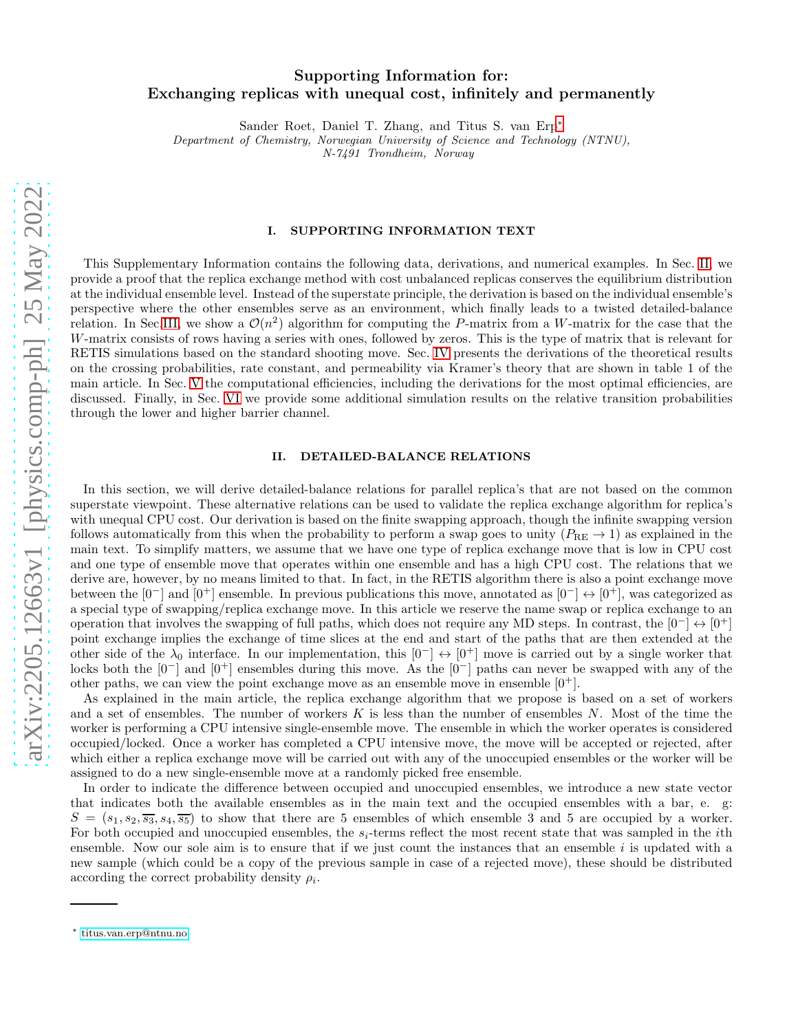# Supporting Information for: Exchanging replicas with unequal cost, infinitely and permanently

Sander Roet, Daniel T. Zhang, and Titus S. van Erp*

*Department of Chemistry, Norwegian University of Science and Technology (NTNU), N-7491 Trondheim, Norway*

## I. SUPPORTING INFORMATION TEXT

This Supplementary Information contains the following data, derivations, and numerical examples. In Sec. II, we provide a proof that the replica exchange method with cost unbalanced replicas conserves the equilibrium distribution at the individual ensemble level. Instead of the superstate principle, the derivation is based on the individual ensemble's perspective where the other ensembles serve as an environment, which finally leads to a twisted detailed-balance relation. In Sec.III, we show a $\mathcal{O}(n^2)$ algorithm for computing the $P$-matrix from a $W$-matrix for the case that the $W$-matrix consists of rows having a series with ones, followed by zeros. This is the type of matrix that is relevant for RETIS simulations based on the standard shooting move. Sec. IV presents the derivations of the theoretical results on the crossing probabilities, rate constant, and permeability via Kramer's theory that are shown in table 1 of the main article. In Sec. V the computational efficiencies, including the derivations for the most optimal efficiencies, are discussed. Finally, in Sec. VI we provide some additional simulation results on the relative transition probabilities through the lower and higher barrier channel.

## II. DETAILED-BALANCE RELATIONS

In this section, we will derive detailed-balance relations for parallel replica's that are not based on the common superstate viewpoint. These alternative relations can be used to validate the replica exchange algorithm for replica's with unequal CPU cost. Our derivation is based on the finite swapping approach, though the infinite swapping version follows automatically from this when the probability to perform a swap goes to unity ($P_{\rm RE} \to 1$) as explained in the main text. To simplify matters, we assume that we have one type of replica exchange move that is low in CPU cost and one type of ensemble move that operates within one ensemble and has a high CPU cost. The relations that we derive are, however, by no means limited to that. In fact, in the RETIS algorithm there is also a point exchange move between the $[0^-]$ and $[0^+]$ ensemble. In previous publications this move, annotated as $[0^-] \leftrightarrow [0^+]$, was categorized as a special type of swapping/replica exchange move. In this article we reserve the name swap or replica exchange to an operation that involves the swapping of full paths, which does not require any MD steps. In contrast, the $[0^-] \leftrightarrow [0^+]$ point exchange implies the exchange of time slices at the end and start of the paths that are then extended at the other side of the $\lambda_0$ interface. In our implementation, this $[0^-] \leftrightarrow [0^+]$ move is carried out by a single worker that locks both the $[0^-]$ and $[0^+]$ ensembles during this move. As the $[0^-]$ paths can never be swapped with any of the other paths, we can view the point exchange move as an ensemble move in ensemble $[0^+]$.

As explained in the main article, the replica exchange algorithm that we propose is based on a set of workers and a set of ensembles. The number of workers $K$ is less than the number of ensembles $N$. Most of the time the worker is performing a CPU intensive single-ensemble move. The ensemble in which the worker operates is considered occupied/locked. Once a worker has completed a CPU intensive move, the move will be accepted or rejected, after which either a replica exchange move will be carried out with any of the unoccupied ensembles or the worker will be assigned to do a new single-ensemble move at a randomly picked free ensemble.

In order to indicate the difference between occupied and unoccupied ensembles, we introduce a new state vector that indicates both the available ensembles as in the main text and the occupied ensembles with a bar, e. g: $S = (s_1, s_2, \overline{s_3}, s_4, \overline{s_5})$ to show that there are 5 ensembles of which ensemble 3 and 5 are occupied by a worker. For both occupied and unoccupied ensembles, the $s_i$-terms reflect the most recent state that was sampled in the $i$th ensemble. Now our sole aim is to ensure that if we just count the instances that an ensemble $i$ is updated with a new sample (which could be a copy of the previous sample in case of a rejected move), these should be distributed according the correct probability density $\rho_i$.

* titus.van.erp@ntnu.no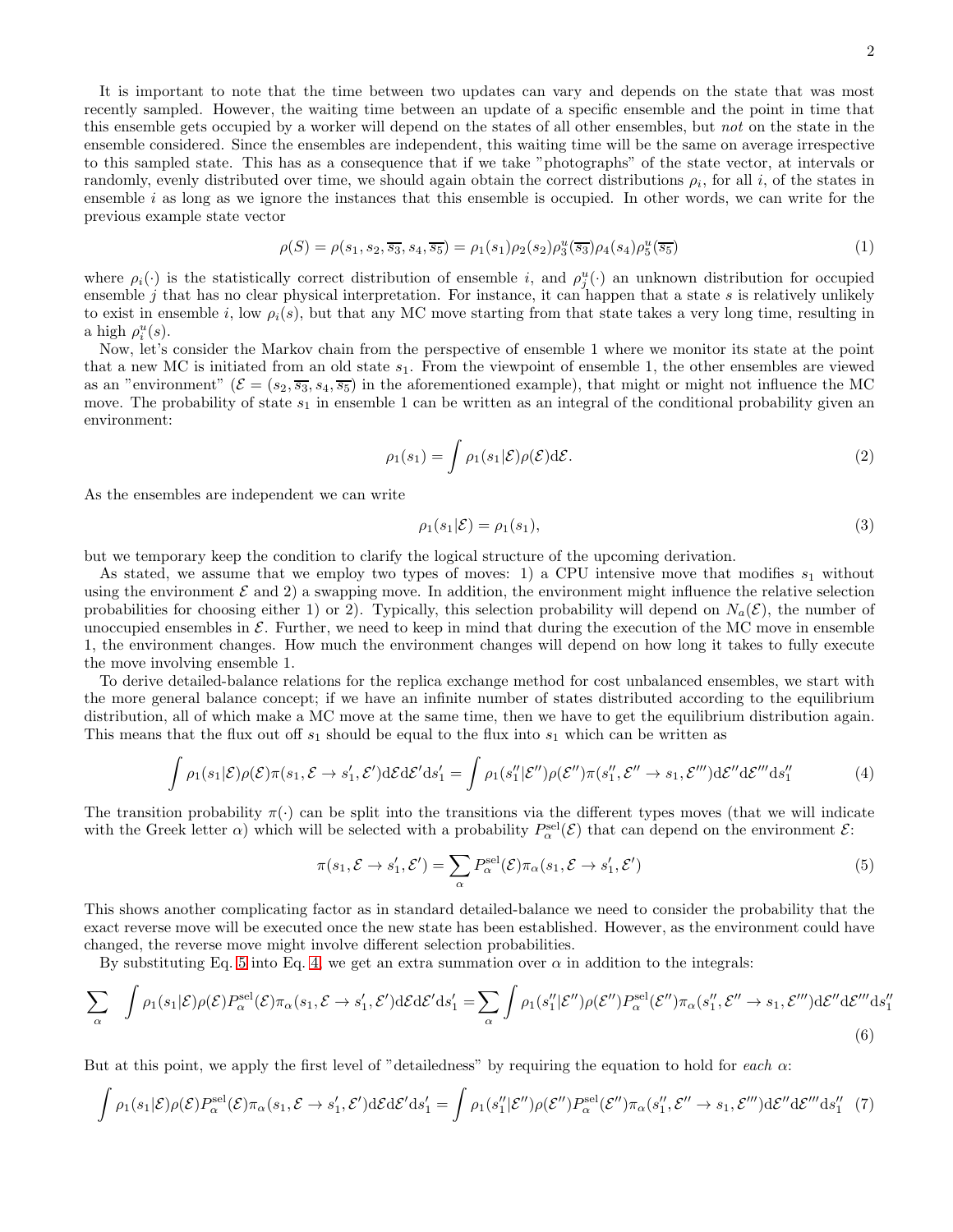It is important to note that the time between two updates can vary and depends on the state that was most recently sampled. However, the waiting time between an update of a specific ensemble and the point in time that this ensemble gets occupied by a worker will depend on the states of all other ensembles, but *not* on the state in the ensemble considered. Since the ensembles are independent, this waiting time will be the same on average irrespective to this sampled state. This has as a consequence that if we take "photographs" of the state vector, at intervals or randomly, evenly distributed over time, we should again obtain the correct distributions $\rho_i$, for all $i$, of the states in ensemble $i$ as long as we ignore the instances that this ensemble is occupied. In other words, we can write for the previous example state vector

$$\rho(S) = \rho(s_1, s_2, \overline{s_3}, s_4, \overline{s_5}) = \rho_1(s_1)\rho_2(s_2)\rho_3^u(\overline{s_3})\rho_4(s_4)\rho_5^u(\overline{s_5}) \tag{1}$$

where $\rho_i(\cdot)$ is the statistically correct distribution of ensemble $i$, and $\rho_j^u(\cdot)$ an unknown distribution for occupied ensemble $j$ that has no clear physical interpretation. For instance, it can happen that a state $s$ is relatively unlikely to exist in ensemble $i$, low $\rho_i(s)$, but that any MC move starting from that state takes a very long time, resulting in a high $\rho_i^u(s)$.

Now, let's consider the Markov chain from the perspective of ensemble 1 where we monitor its state at the point that a new MC is initiated from an old state $s_1$. From the viewpoint of ensemble 1, the other ensembles are viewed as an "environment" ($\mathcal{E} = (s_2, \overline{s_3}, s_4, \overline{s_5})$ in the aforementioned example), that might or might not influence the MC move. The probability of state $s_1$ in ensemble 1 can be written as an integral of the conditional probability given an environment:

$$\rho_1(s_1) = \int \rho_1(s_1|\mathcal{E})\rho(\mathcal{E})\mathrm{d}\mathcal{E}. \tag{2}$$

As the ensembles are independent we can write

$$\rho_1(s_1|\mathcal{E}) = \rho_1(s_1), \tag{3}$$

but we temporary keep the condition to clarify the logical structure of the upcoming derivation.

As stated, we assume that we employ two types of moves: 1) a CPU intensive move that modifies $s_1$ without using the environment $\mathcal{E}$ and 2) a swapping move. In addition, the environment might influence the relative selection probabilities for choosing either 1) or 2). Typically, this selection probability will depend on $N_a(\mathcal{E})$, the number of unoccupied ensembles in $\mathcal{E}$. Further, we need to keep in mind that during the execution of the MC move in ensemble 1, the environment changes. How much the environment changes will depend on how long it takes to fully execute the move involving ensemble 1.

To derive detailed-balance relations for the replica exchange method for cost unbalanced ensembles, we start with the more general balance concept; if we have an infinite number of states distributed according to the equilibrium distribution, all of which make a MC move at the same time, then we have to get the equilibrium distribution again. This means that the flux out off $s_1$ should be equal to the flux into $s_1$ which can be written as

$$\int \rho_1(s_1|\mathcal{E})\rho(\mathcal{E})\pi(s_1, \mathcal{E} \to s_1', \mathcal{E}')\mathrm{d}\mathcal{E}\mathrm{d}\mathcal{E}'\mathrm{d}s_1' = \int \rho_1(s_1''|\mathcal{E}'')\rho(\mathcal{E}'')\pi(s_1'', \mathcal{E}'' \to s_1, \mathcal{E}''')\mathrm{d}\mathcal{E}''\mathrm{d}\mathcal{E}'''\mathrm{d}s_1'' \tag{4}$$

The transition probability $\pi(\cdot)$ can be split into the transitions via the different types moves (that we will indicate with the Greek letter $\alpha$) which will be selected with a probability $P_\alpha^{\mathrm{sel}}(\mathcal{E})$ that can depend on the environment $\mathcal{E}$:

$$\pi(s_1, \mathcal{E} \to s_1', \mathcal{E}') = \sum_\alpha P_\alpha^{\mathrm{sel}}(\mathcal{E})\pi_\alpha(s_1, \mathcal{E} \to s_1', \mathcal{E}') \tag{5}$$

This shows another complicating factor as in standard detailed-balance we need to consider the probability that the exact reverse move will be executed once the new state has been established. However, as the environment could have changed, the reverse move might involve different selection probabilities.

By substituting Eq. 5 into Eq. 4, we get an extra summation over $\alpha$ in addition to the integrals:

$$\sum_\alpha \int \rho_1(s_1|\mathcal{E})\rho(\mathcal{E})P_\alpha^{\mathrm{sel}}(\mathcal{E})\pi_\alpha(s_1, \mathcal{E} \to s_1', \mathcal{E}')\mathrm{d}\mathcal{E}\mathrm{d}\mathcal{E}'\mathrm{d}s_1' = \sum_\alpha \int \rho_1(s_1''|\mathcal{E}'')\rho(\mathcal{E}'')P_\alpha^{\mathrm{sel}}(\mathcal{E}'')\pi_\alpha(s_1'', \mathcal{E}'' \to s_1, \mathcal{E}''')\mathrm{d}\mathcal{E}''\mathrm{d}\mathcal{E}'''\mathrm{d}s_1'' \tag{6}$$

But at this point, we apply the first level of "detailedness" by requiring the equation to hold for *each* $\alpha$:

$$\int \rho_1(s_1|\mathcal{E})\rho(\mathcal{E})P_\alpha^{\mathrm{sel}}(\mathcal{E})\pi_\alpha(s_1, \mathcal{E} \to s_1', \mathcal{E}')\mathrm{d}\mathcal{E}\mathrm{d}\mathcal{E}'\mathrm{d}s_1' = \int \rho_1(s_1''|\mathcal{E}'')\rho(\mathcal{E}'')P_\alpha^{\mathrm{sel}}(\mathcal{E}'')\pi_\alpha(s_1'', \mathcal{E}'' \to s_1, \mathcal{E}''')\mathrm{d}\mathcal{E}''\mathrm{d}\mathcal{E}'''\mathrm{d}s_1'' \tag{7}$$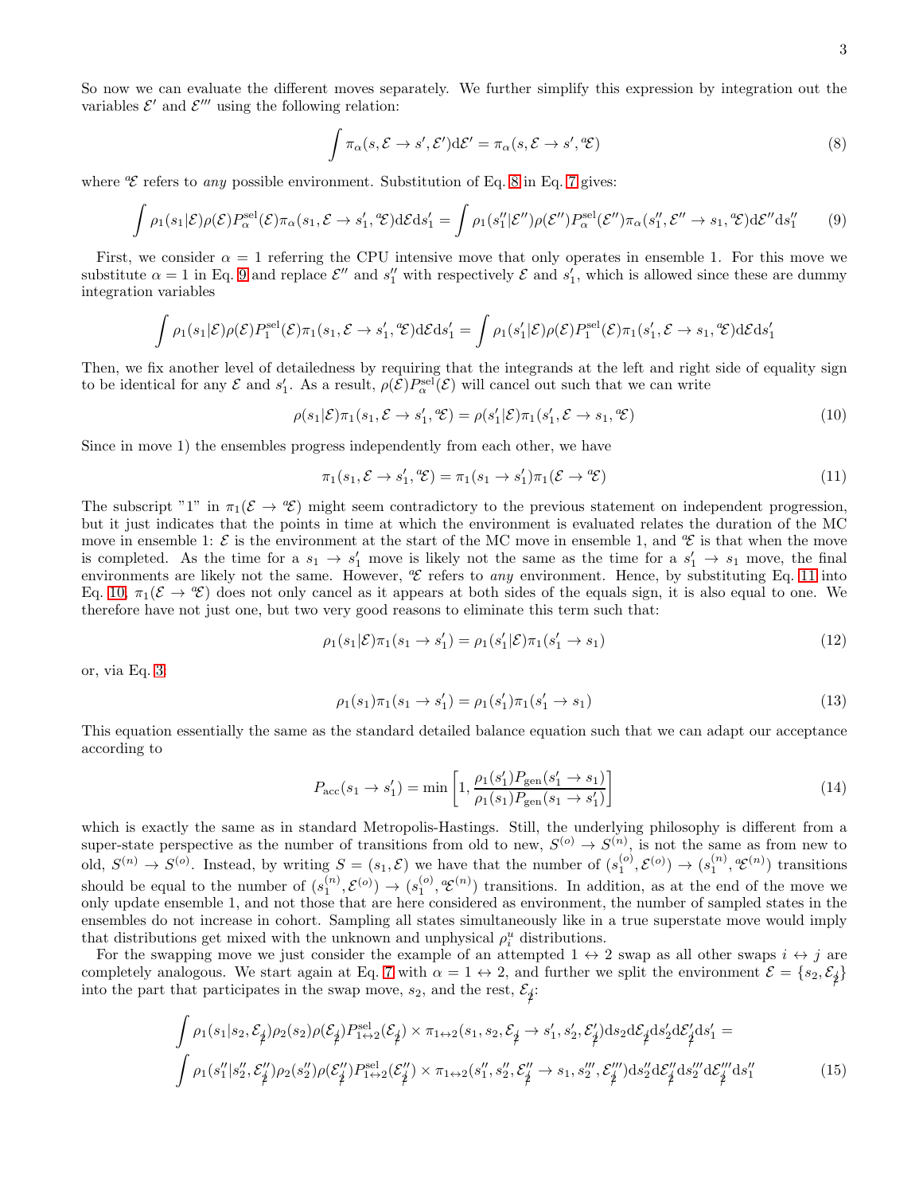So now we can evaluate the different moves separately. We further simplify this expression by integration out the variables $\mathcal{E}'$ and $\mathcal{E}'''$ using the following relation:

$$\int \pi_\alpha(s, \mathcal{E} \to s', \mathcal{E}')\mathrm{d}\mathcal{E}' = \pi_\alpha(s, \mathcal{E} \to s', {}^a\mathcal{E}) \tag{8}$$

where ${}^a\mathcal{E}$ refers to *any* possible environment. Substitution of Eq. 8 in Eq. 7 gives:

$$\int \rho_1(s_1|\mathcal{E})\rho(\mathcal{E})P^{\mathrm{sel}}_\alpha(\mathcal{E})\pi_\alpha(s_1, \mathcal{E} \to s_1', {}^a\mathcal{E})\mathrm{d}\mathcal{E}\mathrm{d}s_1' = \int \rho_1(s_1''|\mathcal{E}'')\rho(\mathcal{E}'')P^{\mathrm{sel}}_\alpha(\mathcal{E}'')\pi_\alpha(s_1'', \mathcal{E}'' \to s_1, {}^a\mathcal{E})\mathrm{d}\mathcal{E}''\mathrm{d}s_1'' \tag{9}$$

First, we consider $\alpha = 1$ referring the CPU intensive move that only operates in ensemble 1. For this move we substitute $\alpha = 1$ in Eq. 9 and replace $\mathcal{E}''$ and $s_1''$ with respectively $\mathcal{E}$ and $s_1'$, which is allowed since these are dummy integration variables

$$\int \rho_1(s_1|\mathcal{E})\rho(\mathcal{E})P^{\mathrm{sel}}_1(\mathcal{E})\pi_1(s_1, \mathcal{E} \to s_1', {}^a\mathcal{E})\mathrm{d}\mathcal{E}\mathrm{d}s_1' = \int \rho_1(s_1'|\mathcal{E})\rho(\mathcal{E})P^{\mathrm{sel}}_1(\mathcal{E})\pi_1(s_1', \mathcal{E} \to s_1, {}^a\mathcal{E})\mathrm{d}\mathcal{E}\mathrm{d}s_1'$$

Then, we fix another level of detailedness by requiring that the integrands at the left and right side of equality sign to be identical for any $\mathcal{E}$ and $s_1'$. As a result, $\rho(\mathcal{E})P^{\mathrm{sel}}_\alpha(\mathcal{E})$ will cancel out such that we can write

$$\rho(s_1|\mathcal{E})\pi_1(s_1, \mathcal{E} \to s_1', {}^a\mathcal{E}) = \rho(s_1'|\mathcal{E})\pi_1(s_1', \mathcal{E} \to s_1, {}^a\mathcal{E}) \tag{10}$$

Since in move 1) the ensembles progress independently from each other, we have

$$\pi_1(s_1, \mathcal{E} \to s_1', {}^a\mathcal{E}) = \pi_1(s_1 \to s_1')\pi_1(\mathcal{E} \to {}^a\mathcal{E}) \tag{11}$$

The subscript "1" in $\pi_1(\mathcal{E} \to {}^a\mathcal{E})$ might seem contradictory to the previous statement on independent progression, but it just indicates that the points in time at which the environment is evaluated relates the duration of the MC move in ensemble 1: $\mathcal{E}$ is the environment at the start of the MC move in ensemble 1, and ${}^a\mathcal{E}$ is that when the move is completed. As the time for a $s_1 \to s_1'$ move is likely not the same as the time for a $s_1' \to s_1$ move, the final environments are likely not the same. However, ${}^a\mathcal{E}$ refers to *any* environment. Hence, by substituting Eq. 11 into Eq. 10, $\pi_1(\mathcal{E} \to {}^a\mathcal{E})$ does not only cancel as it appears at both sides of the equals sign, it is also equal to one. We therefore have not just one, but two very good reasons to eliminate this term such that:

$$\rho_1(s_1|\mathcal{E})\pi_1(s_1 \to s_1') = \rho_1(s_1'|\mathcal{E})\pi_1(s_1' \to s_1) \tag{12}$$

or, via Eq. 3,

$$\rho_1(s_1)\pi_1(s_1 \to s_1') = \rho_1(s_1')\pi_1(s_1' \to s_1) \tag{13}$$

This equation essentially the same as the standard detailed balance equation such that we can adapt our acceptance according to

$$P_{\mathrm{acc}}(s_1 \to s_1') = \min\left[1, \frac{\rho_1(s_1')P_{\mathrm{gen}}(s_1' \to s_1)}{\rho_1(s_1)P_{\mathrm{gen}}(s_1 \to s_1')}\right] \tag{14}$$

which is exactly the same as in standard Metropolis-Hastings. Still, the underlying philosophy is different from a super-state perspective as the number of transitions from old to new, $S^{(o)} \to S^{(n)}$, is not the same as from new to old, $S^{(n)} \to S^{(o)}$. Instead, by writing $S = (s_1, \mathcal{E})$ we have that the number of $(s_1^{(o)}, \mathcal{E}^{(o)}) \to (s_1^{(n)}, {}^a\mathcal{E}^{(n)})$ transitions should be equal to the number of $(s_1^{(n)}, \mathcal{E}^{(o)}) \to (s_1^{(o)}, {}^a\mathcal{E}^{(n)})$ transitions. In addition, as at the end of the move we only update ensemble 1, and not those that are here considered as environment, the number of sampled states in the ensembles do not increase in cohort. Sampling all states simultaneously like in a true superstate move would imply that distributions get mixed with the unknown and unphysical $\rho_i^u$ distributions.

For the swapping move we just consider the example of an attempted $1 \leftrightarrow 2$ swap as all other swaps $i \leftrightarrow j$ are completely analogous. We start again at Eq. 7 with $\alpha = 1 \leftrightarrow 2$, and further we split the environment $\mathcal{E} = \{s_2, \mathcal{E}_{\not 2}\}$ into the part that participates in the swap move, $s_2$, and the rest, $\mathcal{E}_{\not 2}$:

$$\begin{aligned}
&\int \rho_1(s_1|s_2, \mathcal{E}_{\not 2})\rho_2(s_2)\rho(\mathcal{E}_{\not 2})P^{\mathrm{sel}}_{1\leftrightarrow 2}(\mathcal{E}_{\not 2}) \times \pi_{1\leftrightarrow 2}(s_1, s_2, \mathcal{E}_{\not 2} \to s_1', s_2', \mathcal{E}_{\not 2}')\mathrm{d}s_2\mathrm{d}\mathcal{E}_{\not 2}\mathrm{d}s_2'\mathrm{d}\mathcal{E}_{\not 2}'\mathrm{d}s_1' = \\
&\int \rho_1(s_1''|s_2'', \mathcal{E}_{\not 2}'')\rho_2(s_2'')\rho(\mathcal{E}_{\not 2}'')P^{\mathrm{sel}}_{1\leftrightarrow 2}(\mathcal{E}_{\not 2}'') \times \pi_{1\leftrightarrow 2}(s_1'', s_2'', \mathcal{E}_{\not 2}'' \to s_1, s_2''', \mathcal{E}_{\not 2}''')\mathrm{d}s_2''\mathrm{d}\mathcal{E}_{\not 2}''\mathrm{d}s_2'''\mathrm{d}\mathcal{E}_{\not 2}'''\mathrm{d}s_1''
\end{aligned} \tag{15}$$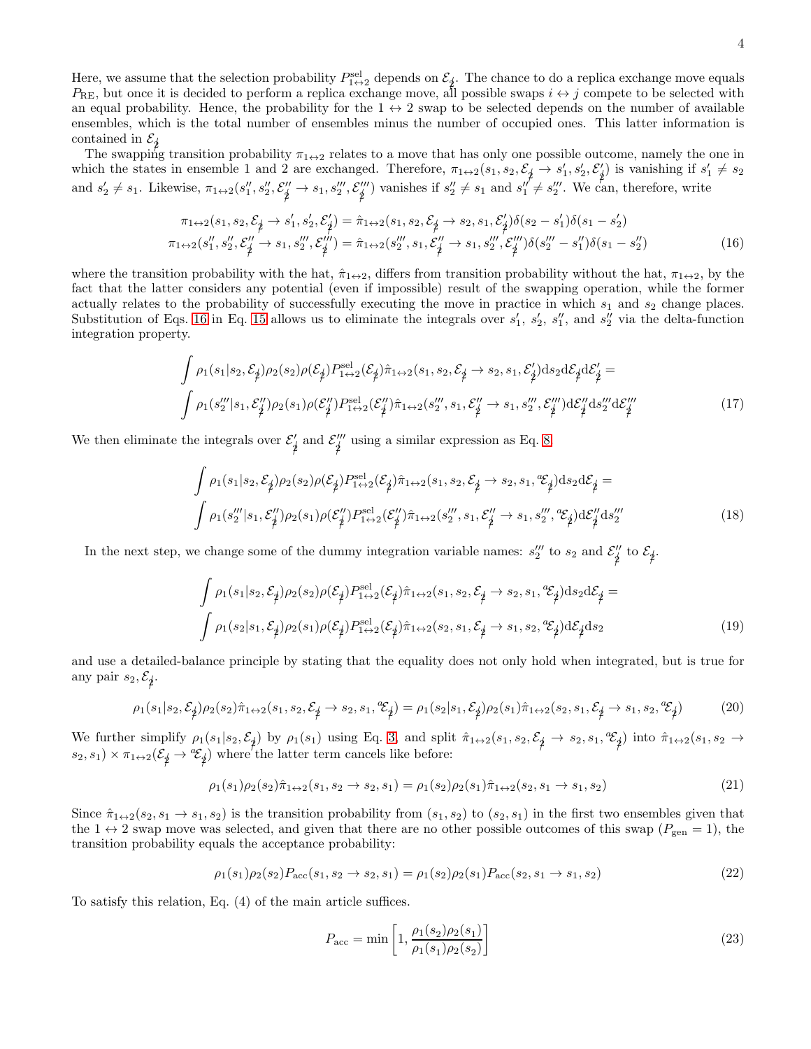Here, we assume that the selection probability $P^{\rm sel}_{1\leftrightarrow 2}$ depends on $\mathcal{E}_{\not 2}$. The chance to do a replica exchange move equals $P_{\rm RE}$, but once it is decided to perform a replica exchange move, all possible swaps $i \leftrightarrow j$ compete to be selected with an equal probability. Hence, the probability for the $1 \leftrightarrow 2$ swap to be selected depends on the number of available ensembles, which is the total number of ensembles minus the number of occupied ones. This latter information is contained in $\mathcal{E}_{\not 2}$

The swapping transition probability $\pi_{1\leftrightarrow 2}$ relates to a move that has only one possible outcome, namely the one in which the states in ensemble 1 and 2 are exchanged. Therefore, $\pi_{1\leftrightarrow 2}(s_1, s_2, \mathcal{E}_{\not 2} \to s_1', s_2', \mathcal{E}_{\not 2}')$ is vanishing if $s_1' \neq s_2$ and $s_2' \neq s_1$. Likewise, $\pi_{1\leftrightarrow 2}(s_1'', s_2'', \mathcal{E}_{\not 2}'' \to s_1, s_2''', \mathcal{E}_{\not 2}''')$ vanishes if $s_2'' \neq s_1$ and $s_1'' \neq s_2'''$. We can, therefore, write

$$
\begin{aligned}
\pi_{1\leftrightarrow 2}(s_1, s_2, \mathcal{E}_{\not 2} \to s_1', s_2', \mathcal{E}_{\not 2}') &= \hat{\pi}_{1\leftrightarrow 2}(s_1, s_2, \mathcal{E}_{\not 2} \to s_2, s_1, \mathcal{E}_{\not 2}')\delta(s_2 - s_1')\delta(s_1 - s_2') \\
\pi_{1\leftrightarrow 2}(s_1'', s_2'', \mathcal{E}_{\not 2}'' \to s_1, s_2''', \mathcal{E}_{\not 2}''') &= \hat{\pi}_{1\leftrightarrow 2}(s_2''', s_1, \mathcal{E}_{\not 2}'' \to s_1, s_2''', \mathcal{E}_{\not 2}''')\delta(s_2''' - s_1'')\delta(s_1 - s_2'')
\end{aligned} \tag{16}
$$

where the transition probability with the hat, $\hat{\pi}_{1\leftrightarrow 2}$, differs from transition probability without the hat, $\pi_{1\leftrightarrow 2}$, by the fact that the latter considers any potential (even if impossible) result of the swapping operation, while the former actually relates to the probability of successfully executing the move in practice in which $s_1$ and $s_2$ change places. Substitution of Eqs. 16 in Eq. 15 allows us to eliminate the integrals over $s_1'$, $s_2'$, $s_1''$, and $s_2''$ via the delta-function integration property.

$$
\begin{aligned}
&\int \rho_1(s_1|s_2, \mathcal{E}_{\not 2})\rho_2(s_2)\rho(\mathcal{E}_{\not 2})P^{\rm sel}_{1\leftrightarrow 2}(\mathcal{E}_{\not 2})\hat{\pi}_{1\leftrightarrow 2}(s_1, s_2, \mathcal{E}_{\not 2} \to s_2, s_1, \mathcal{E}_{\not 2}')\mathrm{d}s_2\mathrm{d}\mathcal{E}_{\not 2}\mathrm{d}\mathcal{E}_{\not 2}' = \\
&\int \rho_1(s_2'''|s_1, \mathcal{E}_{\not 2}'')\rho_2(s_1)\rho(\mathcal{E}_{\not 2}'')P^{\rm sel}_{1\leftrightarrow 2}(\mathcal{E}_{\not 2}'')\hat{\pi}_{1\leftrightarrow 2}(s_2''', s_1, \mathcal{E}_{\not 2}'' \to s_1, s_2''', \mathcal{E}_{\not 2}''')\mathrm{d}\mathcal{E}_{\not 2}''\mathrm{d}s_2'''\mathrm{d}\mathcal{E}_{\not 2}'''
\end{aligned} \tag{17}
$$

We then eliminate the integrals over $\mathcal{E}_{\not 2}'$ and $\mathcal{E}_{\not 2}'''$ using a similar expression as Eq. 8

$$
\begin{aligned}
&\int \rho_1(s_1|s_2, \mathcal{E}_{\not 2})\rho_2(s_2)\rho(\mathcal{E}_{\not 2})P^{\rm sel}_{1\leftrightarrow 2}(\mathcal{E}_{\not 2})\hat{\pi}_{1\leftrightarrow 2}(s_1, s_2, \mathcal{E}_{\not 2} \to s_2, s_1, {}^{a}\mathcal{E}_{\not 2})\mathrm{d}s_2\mathrm{d}\mathcal{E}_{\not 2} = \\
&\int \rho_1(s_2'''|s_1, \mathcal{E}_{\not 2}'')\rho_2(s_1)\rho(\mathcal{E}_{\not 2}'')P^{\rm sel}_{1\leftrightarrow 2}(\mathcal{E}_{\not 2}'')\hat{\pi}_{1\leftrightarrow 2}(s_2''', s_1, \mathcal{E}_{\not 2}'' \to s_1, s_2''', {}^{a}\mathcal{E}_{\not 2})\mathrm{d}\mathcal{E}_{\not 2}''\mathrm{d}s_2'''
\end{aligned} \tag{18}
$$

In the next step, we change some of the dummy integration variable names: $s_2'''$ to $s_2$ and $\mathcal{E}_{\not 2}''$ to $\mathcal{E}_{\not 2}$.

$$
\begin{aligned}
&\int \rho_1(s_1|s_2, \mathcal{E}_{\not 2})\rho_2(s_2)\rho(\mathcal{E}_{\not 2})P^{\rm sel}_{1\leftrightarrow 2}(\mathcal{E}_{\not 2})\hat{\pi}_{1\leftrightarrow 2}(s_1, s_2, \mathcal{E}_{\not 2} \to s_2, s_1, {}^{a}\mathcal{E}_{\not 2})\mathrm{d}s_2\mathrm{d}\mathcal{E}_{\not 2} = \\
&\int \rho_1(s_2|s_1, \mathcal{E}_{\not 2})\rho_2(s_1)\rho(\mathcal{E}_{\not 2})P^{\rm sel}_{1\leftrightarrow 2}(\mathcal{E}_{\not 2})\hat{\pi}_{1\leftrightarrow 2}(s_2, s_1, \mathcal{E}_{\not 2} \to s_1, s_2, {}^{a}\mathcal{E}_{\not 2})\mathrm{d}\mathcal{E}_{\not 2}\mathrm{d}s_2
\end{aligned} \tag{19}
$$

and use a detailed-balance principle by stating that the equality does not only hold when integrated, but is true for any pair $s_2, \mathcal{E}_{\not 2}$.

$$
\rho_1(s_1|s_2, \mathcal{E}_{\not 2})\rho_2(s_2)\hat{\pi}_{1\leftrightarrow 2}(s_1, s_2, \mathcal{E}_{\not 2} \to s_2, s_1, {}^{a}\mathcal{E}_{\not 2}) = \rho_1(s_2|s_1, \mathcal{E}_{\not 2})\rho_2(s_1)\hat{\pi}_{1\leftrightarrow 2}(s_2, s_1, \mathcal{E}_{\not 2} \to s_1, s_2, {}^{a}\mathcal{E}_{\not 2}) \tag{20}
$$

We further simplify $\rho_1(s_1|s_2, \mathcal{E}_{\not 2})$ by $\rho_1(s_1)$ using Eq. 3, and split $\hat{\pi}_{1\leftrightarrow 2}(s_1, s_2, \mathcal{E}_{\not 2} \to s_2, s_1, {}^{a}\mathcal{E}_{\not 2})$ into $\hat{\pi}_{1\leftrightarrow 2}(s_1, s_2 \to s_2, s_1) \times \pi_{1\leftrightarrow 2}(\mathcal{E}_{\not 2} \to {}^{a}\mathcal{E}_{\not 2})$ where the latter term cancels like before:

$$
\rho_1(s_1)\rho_2(s_2)\hat{\pi}_{1\leftrightarrow 2}(s_1, s_2 \to s_2, s_1) = \rho_1(s_2)\rho_2(s_1)\hat{\pi}_{1\leftrightarrow 2}(s_2, s_1 \to s_1, s_2) \tag{21}
$$

Since $\hat{\pi}_{1\leftrightarrow 2}(s_2, s_1 \to s_1, s_2)$ is the transition probability from $(s_1, s_2)$ to $(s_2, s_1)$ in the first two ensembles given that the $1 \leftrightarrow 2$ swap move was selected, and given that there are no other possible outcomes of this swap ($P_{\rm gen} = 1$), the transition probability equals the acceptance probability:

$$
\rho_1(s_1)\rho_2(s_2)P_{\rm acc}(s_1, s_2 \to s_2, s_1) = \rho_1(s_2)\rho_2(s_1)P_{\rm acc}(s_2, s_1 \to s_1, s_2) \tag{22}
$$

To satisfy this relation, Eq. (4) of the main article suffices.

$$
P_{\rm acc} = \min\left[1, \frac{\rho_1(s_2)\rho_2(s_1)}{\rho_1(s_1)\rho_2(s_2)}\right] \tag{23}
$$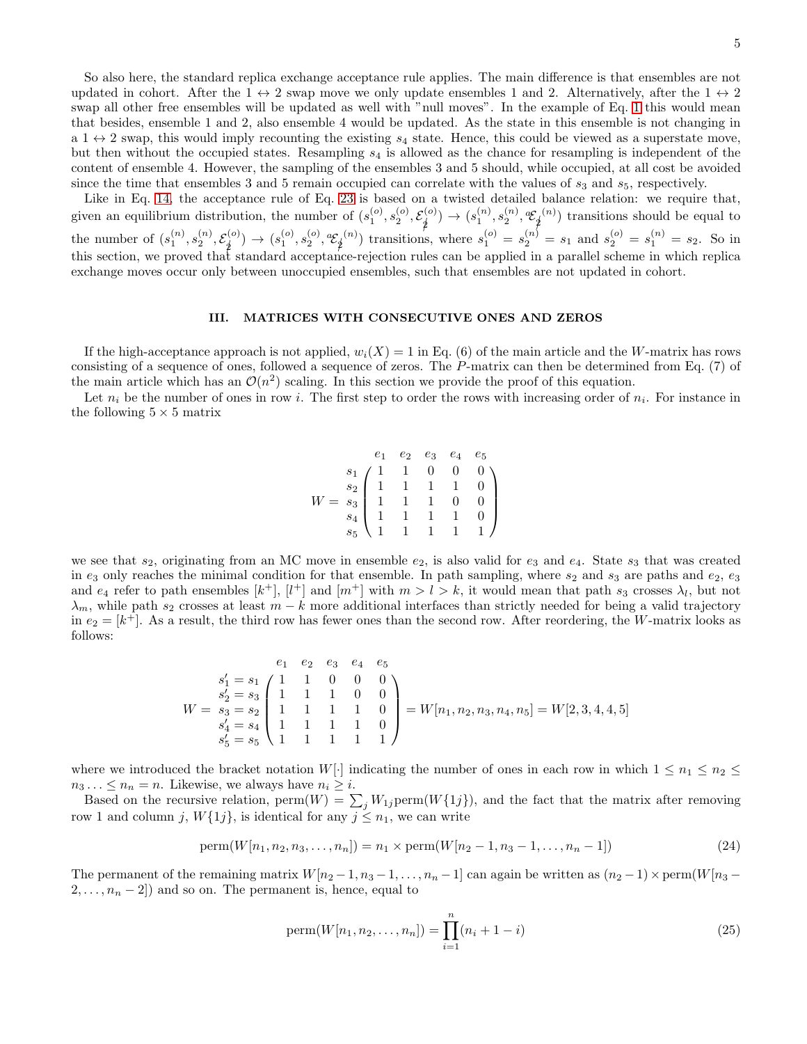So also here, the standard replica exchange acceptance rule applies. The main difference is that ensembles are not updated in cohort. After the $1 \leftrightarrow 2$ swap move we only update ensembles 1 and 2. Alternatively, after the $1 \leftrightarrow 2$ swap all other free ensembles will be updated as well with "null moves". In the example of Eq. 1 this would mean that besides, ensemble 1 and 2, also ensemble 4 would be updated. As the state in this ensemble is not changing in a $1 \leftrightarrow 2$ swap, this would imply recounting the existing $s_4$ state. Hence, this could be viewed as a superstate move, but then without the occupied states. Resampling $s_4$ is allowed as the chance for resampling is independent of the content of ensemble 4. However, the sampling of the ensembles 3 and 5 should, while occupied, at all cost be avoided since the time that ensembles 3 and 5 remain occupied can correlate with the values of $s_3$ and $s_5$, respectively.

Like in Eq. 14, the acceptance rule of Eq. 23 is based on a twisted detailed balance relation: we require that, given an equilibrium distribution, the number of $(s_1^{(o)}, s_2^{(o)}, \mathcal{E}_{\not{f}}^{(o)}) \to (s_1^{(n)}, s_2^{(n)}, {}^a\mathcal{E}_{\not{f}}^{(n)})$ transitions should be equal to the number of $(s_1^{(n)}, s_2^{(n)}, \mathcal{E}_{\not{f}}^{(o)}) \to (s_1^{(o)}, s_2^{(o)}, {}^a\mathcal{E}_{\not{f}}^{(n)})$ transitions, where $s_1^{(o)} = s_2^{(n)} = s_1$ and $s_2^{(o)} = s_1^{(n)} = s_2$. So in this section, we proved that standard acceptance-rejection rules can be applied in a parallel scheme in which replica exchange moves occur only between unoccupied ensembles, such that ensembles are not updated in cohort.

## III. MATRICES WITH CONSECUTIVE ONES AND ZEROS

If the high-acceptance approach is not applied, $w_i(X) = 1$ in Eq. (6) of the main article and the $W$-matrix has rows consisting of a sequence of ones, followed a sequence of zeros. The $P$-matrix can then be determined from Eq. (7) of the main article which has an $\mathcal{O}(n^2)$ scaling. In this section we provide the proof of this equation.

Let $n_i$ be the number of ones in row $i$. The first step to order the rows with increasing order of $n_i$. For instance in the following $5 \times 5$ matrix

$$W = \begin{array}{c} \\ s_1 \\ s_2 \\ s_3 \\ s_4 \\ s_5 \end{array} \begin{array}{c} \begin{array}{ccccc} e_1 & e_2 & e_3 & e_4 & e_5 \end{array} \\ \begin{pmatrix} 1 & 1 & 0 & 0 & 0 \\ 1 & 1 & 1 & 1 & 0 \\ 1 & 1 & 1 & 0 & 0 \\ 1 & 1 & 1 & 1 & 0 \\ 1 & 1 & 1 & 1 & 1 \end{pmatrix} \end{array}$$

we see that $s_2$, originating from an MC move in ensemble $e_2$, is also valid for $e_3$ and $e_4$. State $s_3$ that was created in $e_3$ only reaches the minimal condition for that ensemble. In path sampling, where $s_2$ and $s_3$ are paths and $e_2$, $e_3$ and $e_4$ refer to path ensembles $[k^+]$, $[l^+]$ and $[m^+]$ with $m > l > k$, it would mean that path $s_3$ crosses $\lambda_l$, but not $\lambda_m$, while path $s_2$ crosses at least $m - k$ more additional interfaces than strictly needed for being a valid trajectory in $e_2 = [k^+]$. As a result, the third row has fewer ones than the second row. After reordering, the $W$-matrix looks as follows:

$$W = \begin{array}{c} \\ s'_1 = s_1 \\ s'_2 = s_3 \\ s'_3 = s_2 \\ s'_4 = s_4 \\ s'_5 = s_5 \end{array} \begin{array}{c} \begin{array}{ccccc} e_1 & e_2 & e_3 & e_4 & e_5 \end{array} \\ \begin{pmatrix} 1 & 1 & 0 & 0 & 0 \\ 1 & 1 & 1 & 0 & 0 \\ 1 & 1 & 1 & 1 & 0 \\ 1 & 1 & 1 & 1 & 0 \\ 1 & 1 & 1 & 1 & 1 \end{pmatrix} \end{array} = W[n_1, n_2, n_3, n_4, n_5] = W[2, 3, 4, 4, 5]$$

where we introduced the bracket notation $W[\cdot]$ indicating the number of ones in each row in which $1 \le n_1 \le n_2 \le n_3 \ldots \le n_n = n$. Likewise, we always have $n_i \ge i$.

Based on the recursive relation, $\mathrm{perm}(W) = \sum_j W_{1j} \mathrm{perm}(W\{1j\})$, and the fact that the matrix after removing row 1 and column $j$, $W\{1j\}$, is identical for any $j \le n_1$, we can write

$$\mathrm{perm}(W[n_1, n_2, n_3, \ldots, n_n]) = n_1 \times \mathrm{perm}(W[n_2 - 1, n_3 - 1, \ldots, n_n - 1]) \tag{24}$$

The permanent of the remaining matrix $W[n_2 - 1, n_3 - 1, \ldots, n_n - 1]$ can again be written as $(n_2 - 1) \times \mathrm{perm}(W[n_3 - 2, \ldots, n_n - 2])$ and so on. The permanent is, hence, equal to

$$\mathrm{perm}(W[n_1, n_2, \ldots, n_n]) = \prod_{i=1}^{n} (n_i + 1 - i) \tag{25}$$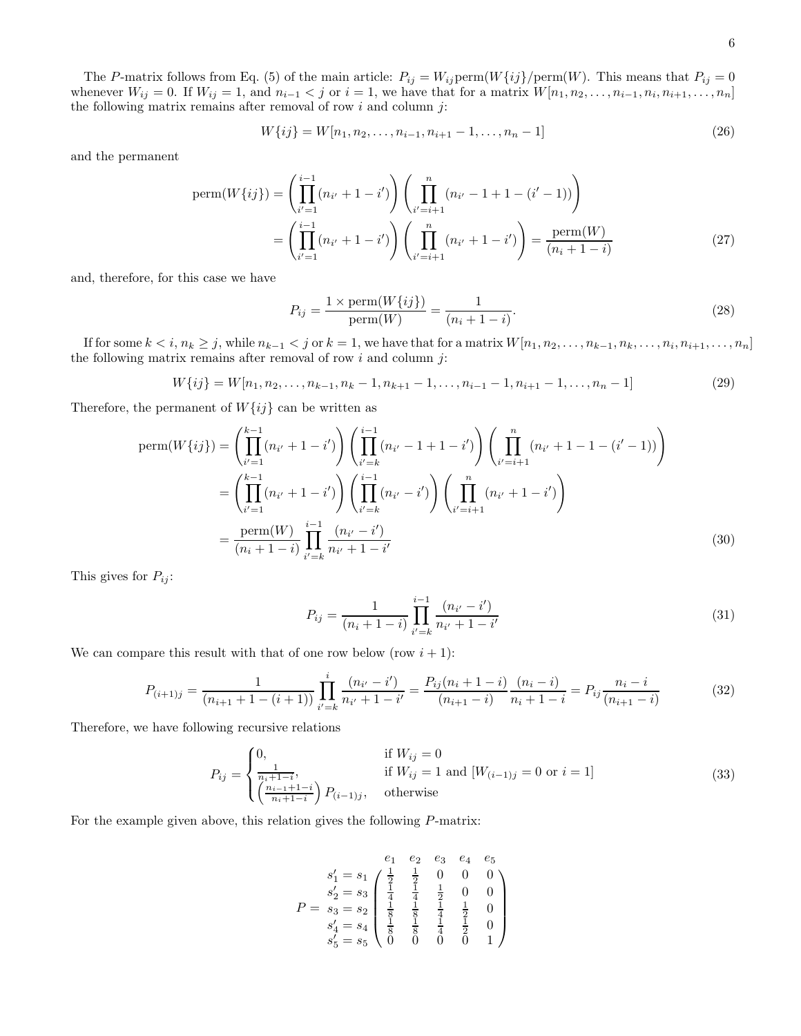The $P$-matrix follows from Eq. (5) of the main article: $P_{ij} = W_{ij}\text{perm}(W\{ij\}/\text{perm}(W)$. This means that $P_{ij} = 0$ whenever $W_{ij} = 0$. If $W_{ij} = 1$, and $n_{i-1} < j$ or $i = 1$, we have that for a matrix $W[n_1, n_2, \ldots, n_{i-1}, n_i, n_{i+1}, \ldots, n_n]$ the following matrix remains after removal of row $i$ and column $j$:

$$W\{ij\} = W[n_1, n_2, \ldots, n_{i-1}, n_{i+1} - 1, \ldots, n_n - 1] \tag{26}$$

and the permanent

$$\begin{aligned}
\text{perm}(W\{ij\}) &= \left(\prod_{i'=1}^{i-1}(n_{i'} + 1 - i')\right)\left(\prod_{i'=i+1}^{n}(n_{i'} - 1 + 1 - (i' - 1))\right) \\
&= \left(\prod_{i'=1}^{i-1}(n_{i'} + 1 - i')\right)\left(\prod_{i'=i+1}^{n}(n_{i'} + 1 - i')\right) = \frac{\text{perm}(W)}{(n_i + 1 - i)}
\end{aligned} \tag{27}$$

and, therefore, for this case we have

$$P_{ij} = \frac{1 \times \text{perm}(W\{ij\})}{\text{perm}(W)} = \frac{1}{(n_i + 1 - i)}. \tag{28}$$

If for some $k < i$, $n_k \geq j$, while $n_{k-1} < j$ or $k = 1$, we have that for a matrix $W[n_1, n_2, \ldots, n_{k-1}, n_k, \ldots, n_i, n_{i+1}, \ldots, n_n]$ the following matrix remains after removal of row $i$ and column $j$:

$$W\{ij\} = W[n_1, n_2, \ldots, n_{k-1}, n_k - 1, n_{k+1} - 1, \ldots, n_{i-1} - 1, n_{i+1} - 1, \ldots, n_n - 1] \tag{29}$$

Therefore, the permanent of $W\{ij\}$ can be written as

$$\begin{aligned}
\text{perm}(W\{ij\}) &= \left(\prod_{i'=1}^{k-1}(n_{i'} + 1 - i')\right)\left(\prod_{i'=k}^{i-1}(n_{i'} - 1 + 1 - i')\right)\left(\prod_{i'=i+1}^{n}(n_{i'} + 1 - 1 - (i' - 1))\right) \\
&= \left(\prod_{i'=1}^{k-1}(n_{i'} + 1 - i')\right)\left(\prod_{i'=k}^{i-1}(n_{i'} - i')\right)\left(\prod_{i'=i+1}^{n}(n_{i'} + 1 - i')\right) \\
&= \frac{\text{perm}(W)}{(n_i + 1 - i)}\prod_{i'=k}^{i-1}\frac{(n_{i'} - i')}{n_{i'} + 1 - i'}
\end{aligned} \tag{30}$$

This gives for $P_{ij}$:

$$P_{ij} = \frac{1}{(n_i + 1 - i)}\prod_{i'=k}^{i-1}\frac{(n_{i'} - i')}{n_{i'} + 1 - i'} \tag{31}$$

We can compare this result with that of one row below (row $i + 1$):

$$P_{(i+1)j} = \frac{1}{(n_{i+1} + 1 - (i + 1))}\prod_{i'=k}^{i}\frac{(n_{i'} - i')}{n_{i'} + 1 - i'} = \frac{P_{ij}(n_i + 1 - i)}{(n_{i+1} - i)}\frac{(n_i - i)}{n_i + 1 - i} = P_{ij}\frac{n_i - i}{(n_{i+1} - i)} \tag{32}$$

Therefore, we have following recursive relations

$$P_{ij} = \begin{cases} 0, & \text{if } W_{ij} = 0 \\ \frac{1}{n_i + 1 - i}, & \text{if } W_{ij} = 1 \text{ and } [W_{(i-1)j} = 0 \text{ or } i = 1] \\ \left(\frac{n_{i-1} + 1 - i}{n_i + 1 - i}\right)P_{(i-1)j}, & \text{otherwise} \end{cases} \tag{33}$$

For the example given above, this relation gives the following $P$-matrix:

$$P = \begin{array}{c} \\ s'_1 = s_1 \\ s'_2 = s_3 \\ s_3 = s_2 \\ s'_4 = s_4 \\ s'_5 = s_5 \end{array}\!\!\begin{array}{c} \begin{array}{ccccc} e_1 & e_2 & e_3 & e_4 & e_5 \end{array} \\ \begin{pmatrix} \frac{1}{2} & \frac{1}{2} & 0 & 0 & 0 \\ \frac{1}{4} & \frac{1}{4} & \frac{1}{2} & 0 & 0 \\ \frac{1}{8} & \frac{1}{8} & \frac{1}{4} & \frac{1}{2} & 0 \\ \frac{1}{8} & \frac{1}{8} & \frac{1}{4} & \frac{1}{2} & 0 \\ 0 & 0 & 0 & 0 & 1 \end{pmatrix} \end{array}$$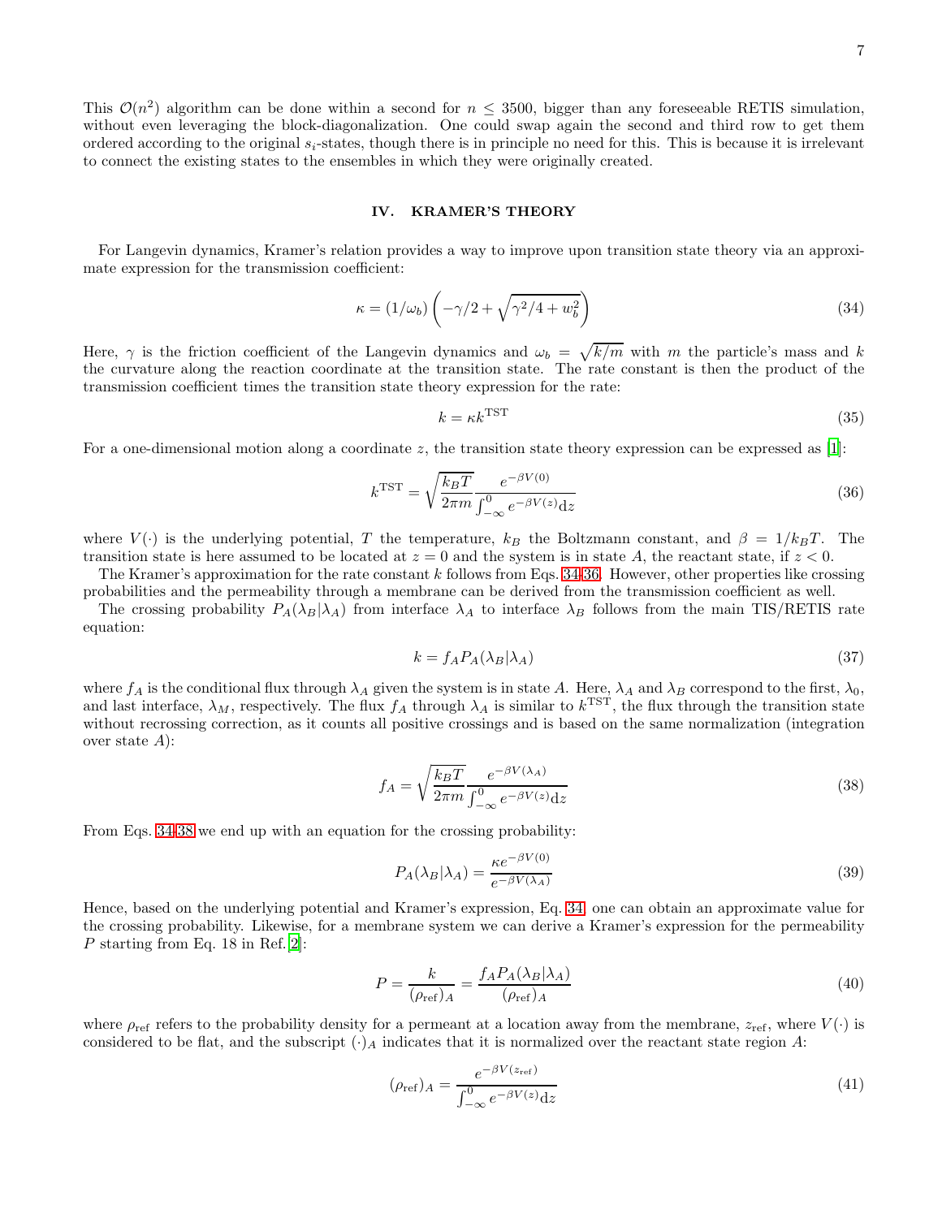This $\mathcal{O}(n^2)$ algorithm can be done within a second for $n \leq 3500$, bigger than any foreseeable RETIS simulation, without even leveraging the block-diagonalization. One could swap again the second and third row to get them ordered according to the original $s_i$-states, though there is in principle no need for this. This is because it is irrelevant to connect the existing states to the ensembles in which they were originally created.

## IV. KRAMER'S THEORY

For Langevin dynamics, Kramer's relation provides a way to improve upon transition state theory via an approximate expression for the transmission coefficient:

$$\kappa = (1/\omega_b)\left(-\gamma/2 + \sqrt{\gamma^2/4 + w_b^2}\right) \tag{34}$$

Here, $\gamma$ is the friction coefficient of the Langevin dynamics and $\omega_b = \sqrt{k/m}$ with $m$ the particle's mass and $k$ the curvature along the reaction coordinate at the transition state. The rate constant is then the product of the transmission coefficient times the transition state theory expression for the rate:

$$k = \kappa k^{\rm TST} \tag{35}$$

For a one-dimensional motion along a coordinate $z$, the transition state theory expression can be expressed as [1]:

$$k^{\rm TST} = \sqrt{\frac{k_B T}{2\pi m}} \frac{e^{-\beta V(0)}}{\int_{-\infty}^{0} e^{-\beta V(z)} {\rm d}z} \tag{36}$$

where $V(\cdot)$ is the underlying potential, $T$ the temperature, $k_B$ the Boltzmann constant, and $\beta = 1/k_B T$. The transition state is here assumed to be located at $z = 0$ and the system is in state $A$, the reactant state, if $z < 0$.

The Kramer's approximation for the rate constant $k$ follows from Eqs. 34-36. However, other properties like crossing probabilities and the permeability through a membrane can be derived from the transmission coefficient as well.

The crossing probability $P_A(\lambda_B|\lambda_A)$ from interface $\lambda_A$ to interface $\lambda_B$ follows from the main TIS/RETIS rate equation:

$$k = f_A P_A(\lambda_B|\lambda_A) \tag{37}$$

where $f_A$ is the conditional flux through $\lambda_A$ given the system is in state $A$. Here, $\lambda_A$ and $\lambda_B$ correspond to the first, $\lambda_0$, and last interface, $\lambda_M$, respectively. The flux $f_A$ through $\lambda_A$ is similar to $k^{\rm TST}$, the flux through the transition state without recrossing correction, as it counts all positive crossings and is based on the same normalization (integration over state $A$):

$$f_A = \sqrt{\frac{k_B T}{2\pi m}} \frac{e^{-\beta V(\lambda_A)}}{\int_{-\infty}^{0} e^{-\beta V(z)} {\rm d}z} \tag{38}$$

From Eqs. 34-38 we end up with an equation for the crossing probability:

$$P_A(\lambda_B|\lambda_A) = \frac{\kappa e^{-\beta V(0)}}{e^{-\beta V(\lambda_A)}} \tag{39}$$

Hence, based on the underlying potential and Kramer's expression, Eq. 34, one can obtain an approximate value for the crossing probability. Likewise, for a membrane system we can derive a Kramer's expression for the permeability $P$ starting from Eq. 18 in Ref. [2]:

$$P = \frac{k}{(\rho_{\rm ref})_A} = \frac{f_A P_A(\lambda_B|\lambda_A)}{(\rho_{\rm ref})_A} \tag{40}$$

where $\rho_{\rm ref}$ refers to the probability density for a permeant at a location away from the membrane, $z_{\rm ref}$, where $V(\cdot)$ is considered to be flat, and the subscript $(\cdot)_A$ indicates that it is normalized over the reactant state region $A$:

$$(\rho_{\rm ref})_A = \frac{e^{-\beta V(z_{\rm ref})}}{\int_{-\infty}^{0} e^{-\beta V(z)} {\rm d}z} \tag{41}$$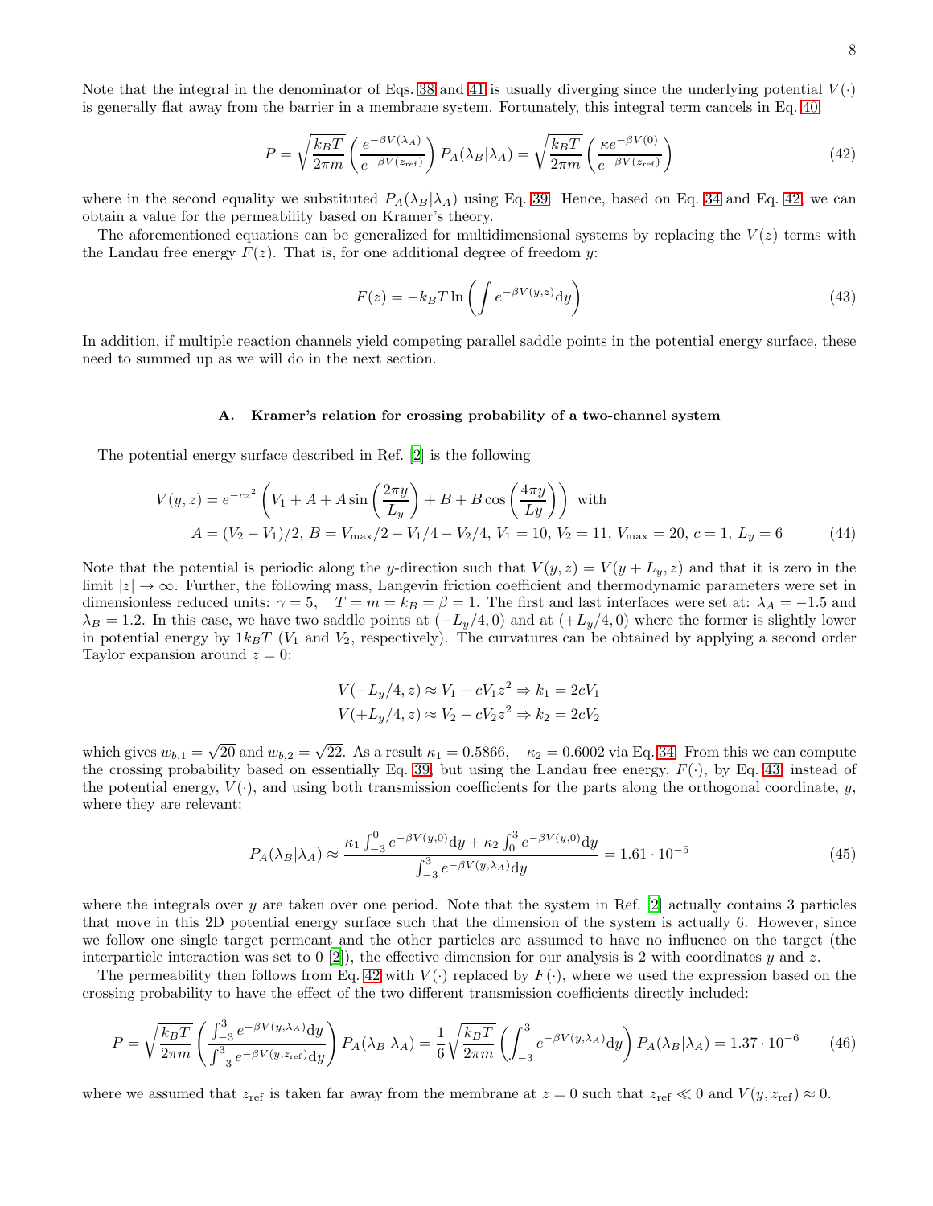Note that the integral in the denominator of Eqs. 38 and 41 is usually diverging since the underlying potential $V(\cdot)$ is generally flat away from the barrier in a membrane system. Fortunately, this integral term cancels in Eq. 40:

$$P = \sqrt{\frac{k_BT}{2\pi m}} \left( \frac{e^{-\beta V(\lambda_A)}}{e^{-\beta V(z_{\mathrm{ref}})}} \right) P_A(\lambda_B|\lambda_A) = \sqrt{\frac{k_BT}{2\pi m}} \left( \frac{\kappa e^{-\beta V(0)}}{e^{-\beta V(z_{\mathrm{ref}})}} \right) \tag{42}$$

where in the second equality we substituted $P_A(\lambda_B|\lambda_A)$ using Eq. 39. Hence, based on Eq. 34 and Eq. 42, we can obtain a value for the permeability based on Kramer's theory.

The aforementioned equations can be generalized for multidimensional systems by replacing the $V(z)$ terms with the Landau free energy $F(z)$. That is, for one additional degree of freedom $y$:

$$F(z) = -k_BT \ln \left( \int e^{-\beta V(y,z)} \mathrm{d}y \right) \tag{43}$$

In addition, if multiple reaction channels yield competing parallel saddle points in the potential energy surface, these need to summed up as we will do in the next section.

### A. Kramer's relation for crossing probability of a two-channel system

The potential energy surface described in Ref. [2] is the following

$$\begin{aligned} V(y, z) &= e^{-cz^2} \left( V_1 + A + A \sin\left(\frac{2\pi y}{L_y}\right) + B + B \cos\left(\frac{4\pi y}{Ly}\right) \right) \text{ with} \\ &A = (V_2 - V_1)/2,\ B = V_{\max}/2 - V_1/4 - V_2/4,\ V_1 = 10,\ V_2 = 11,\ V_{\max} = 20,\ c = 1,\ L_y = 6 \end{aligned} \tag{44}$$

Note that the potential is periodic along the $y$-direction such that $V(y, z) = V(y + L_y, z)$ and that it is zero in the limit $|z| \to \infty$. Further, the following mass, Langevin friction coefficient and thermodynamic parameters were set in dimensionless reduced units: $\gamma = 5$, $T = m = k_B = \beta = 1$. The first and last interfaces were set at: $\lambda_A = -1.5$ and $\lambda_B = 1.2$. In this case, we have two saddle points at $(-L_y/4, 0)$ and at $(+L_y/4, 0)$ where the former is slightly lower in potential energy by $1k_BT$ ($V_1$ and $V_2$, respectively). The curvatures can be obtained by applying a second order Taylor expansion around $z = 0$:

$$\begin{aligned} V(-L_y/4, z) \approx V_1 - cV_1z^2 \Rightarrow k_1 = 2cV_1 \\ V(+L_y/4, z) \approx V_2 - cV_2z^2 \Rightarrow k_2 = 2cV_2 \end{aligned}$$

which gives $w_{b,1} = \sqrt{20}$ and $w_{b,2} = \sqrt{22}$. As a result $\kappa_1 = 0.5866$, $\kappa_2 = 0.6002$ via Eq. 34. From this we can compute the crossing probability based on essentially Eq. 39, but using the Landau free energy, $F(\cdot)$, by Eq. 43, instead of the potential energy, $V(\cdot)$, and using both transmission coefficients for the parts along the orthogonal coordinate, $y$, where they are relevant:

$$P_A(\lambda_B|\lambda_A) \approx \frac{\kappa_1 \int_{-3}^{0} e^{-\beta V(y,0)} \mathrm{d}y + \kappa_2 \int_{0}^{3} e^{-\beta V(y,0)} \mathrm{d}y}{\int_{-3}^{3} e^{-\beta V(y,\lambda_A)} \mathrm{d}y} = 1.61 \cdot 10^{-5} \tag{45}$$

where the integrals over $y$ are taken over one period. Note that the system in Ref. [2] actually contains 3 particles that move in this 2D potential energy surface such that the dimension of the system is actually 6. However, since we follow one single target permeant and the other particles are assumed to have no influence on the target (the interparticle interaction was set to 0 [2]), the effective dimension for our analysis is 2 with coordinates $y$ and $z$.

The permeability then follows from Eq. 42 with $V(\cdot)$ replaced by $F(\cdot)$, where we used the expression based on the crossing probability to have the effect of the two different transmission coefficients directly included:

$$P = \sqrt{\frac{k_BT}{2\pi m}} \left( \frac{\int_{-3}^{3} e^{-\beta V(y,\lambda_A)} \mathrm{d}y}{\int_{-3}^{3} e^{-\beta V(y,z_{\mathrm{ref}})} \mathrm{d}y} \right) P_A(\lambda_B|\lambda_A) = \frac{1}{6} \sqrt{\frac{k_BT}{2\pi m}} \left( \int_{-3}^{3} e^{-\beta V(y,\lambda_A)} \mathrm{d}y \right) P_A(\lambda_B|\lambda_A) = 1.37 \cdot 10^{-6} \tag{46}$$

where we assumed that $z_{\mathrm{ref}}$ is taken far away from the membrane at $z = 0$ such that $z_{\mathrm{ref}} \ll 0$ and $V(y, z_{\mathrm{ref}}) \approx 0$.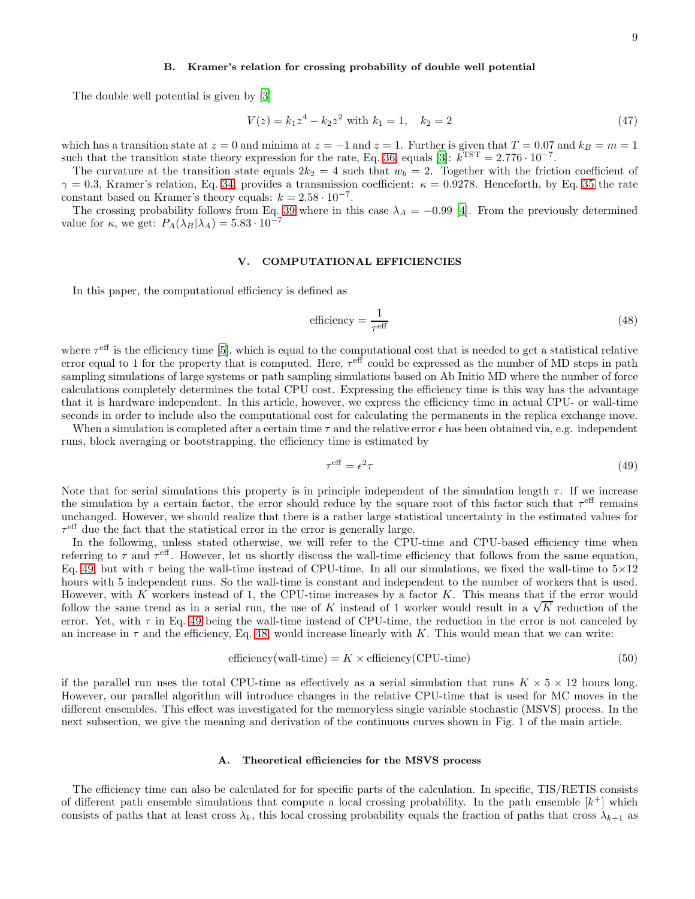### B. Kramer's relation for crossing probability of double well potential

The double well potential is given by [3]

$$V(z) = k_1 z^4 - k_2 z^2 \text{ with } k_1 = 1, \quad k_2 = 2 \tag{47}$$

which has a transition state at $z = 0$ and minima at $z = -1$ and $z = 1$. Further is given that $T = 0.07$ and $k_B = m = 1$ such that the transition state theory expression for the rate, Eq. 36, equals [3]: $k^{\rm TST} = 2.776 \cdot 10^{-7}$.

The curvature at the transition state equals $2k_2 = 4$ such that $w_b = 2$. Together with the friction coefficient of $\gamma = 0.3$, Kramer's relation, Eq. 34, provides a transmission coefficient: $\kappa = 0.9278$. Henceforth, by Eq. 35 the rate constant based on Kramer's theory equals: $k = 2.58 \cdot 10^{-7}$.

The crossing probability follows from Eq. 39 where in this case $\lambda_A = -0.99$ [4]. From the previously determined value for $\kappa$, we get: $P_A(\lambda_B|\lambda_A) = 5.83 \cdot 10^{-7}$

## V. COMPUTATIONAL EFFICIENCIES

In this paper, the computational efficiency is defined as

$$\text{efficiency} = \frac{1}{\tau^{\rm eff}} \tag{48}$$

where $\tau^{\rm eff}$ is the efficiency time [5], which is equal to the computational cost that is needed to get a statistical relative error equal to 1 for the property that is computed. Here, $\tau^{\rm eff}$ could be expressed as the number of MD steps in path sampling simulations of large systems or path sampling simulations based on Ab Initio MD where the number of force calculations completely determines the total CPU cost. Expressing the efficiency time is this way has the advantage that it is hardware independent. In this article, however, we express the efficiency time in actual CPU- or wall-time seconds in order to include also the computational cost for calculating the permanents in the replica exchange move.

When a simulation is completed after a certain time $\tau$ and the relative error $\epsilon$ has been obtained via, e.g. independent runs, block averaging or bootstrapping, the efficiency time is estimated by

$$\tau^{\rm eff} = \epsilon^2 \tau \tag{49}$$

Note that for serial simulations this property is in principle independent of the simulation length $\tau$. If we increase the simulation by a certain factor, the error should reduce by the square root of this factor such that $\tau^{\rm eff}$ remains unchanged. However, we should realize that there is a rather large statistical uncertainty in the estimated values for $\tau^{\rm eff}$ due the fact that the statistical error in the error is generally large.

In the following, unless stated otherwise, we will refer to the CPU-time and CPU-based efficiency time when referring to $\tau$ and $\tau^{\rm eff}$. However, let us shortly discuss the wall-time efficiency that follows from the same equation, Eq. 49, but with $\tau$ being the wall-time instead of CPU-time. In all our simulations, we fixed the wall-time to $5\times12$ hours with 5 independent runs. So the wall-time is constant and independent to the number of workers that is used. However, with $K$ workers instead of 1, the CPU-time increases by a factor $K$. This means that if the error would follow the same trend as in a serial run, the use of $K$ instead of 1 worker would result in a $\sqrt{K}$ reduction of the error. Yet, with $\tau$ in Eq. 49 being the wall-time instead of CPU-time, the reduction in the error is not canceled by an increase in $\tau$ and the efficiency, Eq. 48, would increase linearly with $K$. This would mean that we can write:

$$\text{efficiency(wall-time)} = K \times \text{efficiency(CPU-time)} \tag{50}$$

if the parallel run uses the total CPU-time as effectively as a serial simulation that runs $K \times 5 \times 12$ hours long. However, our parallel algorithm will introduce changes in the relative CPU-time that is used for MC moves in the different ensembles. This effect was investigated for the memoryless single variable stochastic (MSVS) process. In the next subsection, we give the meaning and derivation of the continuous curves shown in Fig. 1 of the main article.

### A. Theoretical efficiencies for the MSVS process

The efficiency time can also be calculated for for specific parts of the calculation. In specific, TIS/RETIS consists of different path ensemble simulations that compute a local crossing probability. In the path ensemble $[k^+]$ which consists of paths that at least cross $\lambda_k$, this local crossing probability equals the fraction of paths that cross $\lambda_{k+1}$ as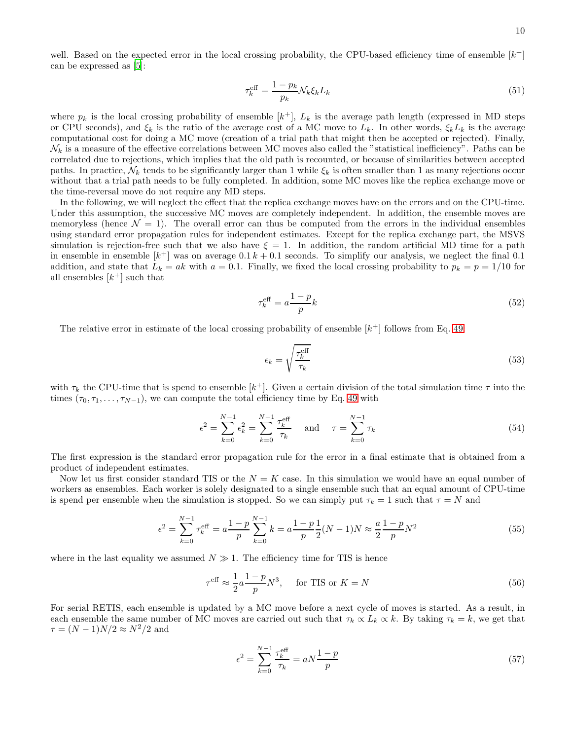well. Based on the expected error in the local crossing probability, the CPU-based efficiency time of ensemble $[k^+]$ can be expressed as [5]:

$$\tau_k^{\rm eff} = \frac{1-p_k}{p_k}\mathcal{N}_k \xi_k L_k \tag{51}$$

where $p_k$ is the local crossing probability of ensemble $[k^+]$, $L_k$ is the average path length (expressed in MD steps or CPU seconds), and $\xi_k$ is the ratio of the average cost of a MC move to $L_k$. In other words, $\xi_k L_k$ is the average computational cost for doing a MC move (creation of a trial path that might then be accepted or rejected). Finally, $\mathcal{N}_k$ is a measure of the effective correlations between MC moves also called the "statistical inefficiency". Paths can be correlated due to rejections, which implies that the old path is recounted, or because of similarities between accepted paths. In practice, $\mathcal{N}_k$ tends to be significantly larger than 1 while $\xi_k$ is often smaller than 1 as many rejections occur without that a trial path needs to be fully completed. In addition, some MC moves like the replica exchange move or the time-reversal move do not require any MD steps.

In the following, we will neglect the effect that the replica exchange moves have on the errors and on the CPU-time. Under this assumption, the successive MC moves are completely independent. In addition, the ensemble moves are memoryless (hence $\mathcal{N} = 1$). The overall error can thus be computed from the errors in the individual ensembles using standard error propagation rules for independent estimates. Except for the replica exchange part, the MSVS simulation is rejection-free such that we also have $\xi = 1$. In addition, the random artificial MD time for a path in ensemble in ensemble $[k^+]$ was on average $0.1\,k + 0.1$ seconds. To simplify our analysis, we neglect the final 0.1 addition, and state that $L_k = ak$ with $a = 0.1$. Finally, we fixed the local crossing probability to $p_k = p = 1/10$ for all ensembles $[k^+]$ such that

$$\tau_k^{\rm eff} = a\frac{1-p}{p}k \tag{52}$$

The relative error in estimate of the local crossing probability of ensemble $[k^+]$ follows from Eq. 49

$$\epsilon_k = \sqrt{\frac{\tau_k^{\rm eff}}{\tau_k}} \tag{53}$$

with $\tau_k$ the CPU-time that is spend to ensemble $[k^+]$. Given a certain division of the total simulation time $\tau$ into the times $(\tau_0, \tau_1, \ldots, \tau_{N-1})$, we can compute the total efficiency time by Eq. 49 with

$$\epsilon^2 = \sum_{k=0}^{N-1} \epsilon_k^2 = \sum_{k=0}^{N-1} \frac{\tau_k^{\rm eff}}{\tau_k} \quad \text{and} \quad \tau = \sum_{k=0}^{N-1} \tau_k \tag{54}$$

The first expression is the standard error propagation rule for the error in a final estimate that is obtained from a product of independent estimates.

Now let us first consider standard TIS or the $N = K$ case. In this simulation we would have an equal number of workers as ensembles. Each worker is solely designated to a single ensemble such that an equal amount of CPU-time is spend per ensemble when the simulation is stopped. So we can simply put $\tau_k = 1$ such that $\tau = N$ and

$$\epsilon^2 = \sum_{k=0}^{N-1} \tau_k^{\rm eff} = a\frac{1-p}{p}\sum_{k=0}^{N-1} k = a\frac{1-p}{p}\frac{1}{2}(N-1)N \approx \frac{a}{2}\frac{1-p}{p}N^2 \tag{55}$$

where in the last equality we assumed $N \gg 1$. The efficiency time for TIS is hence

$$\tau^{\rm eff} \approx \frac{1}{2}a\frac{1-p}{p}N^3, \quad \text{for TIS or } K = N \tag{56}$$

For serial RETIS, each ensemble is updated by a MC move before a next cycle of moves is started. As a result, in each ensemble the same number of MC moves are carried out such that $\tau_k \propto L_k \propto k$. By taking $\tau_k = k$, we get that $\tau = (N-1)N/2 \approx N^2/2$ and

$$\epsilon^2 = \sum_{k=0}^{N-1} \frac{\tau_k^{\rm eff}}{\tau_k} = aN\frac{1-p}{p} \tag{57}$$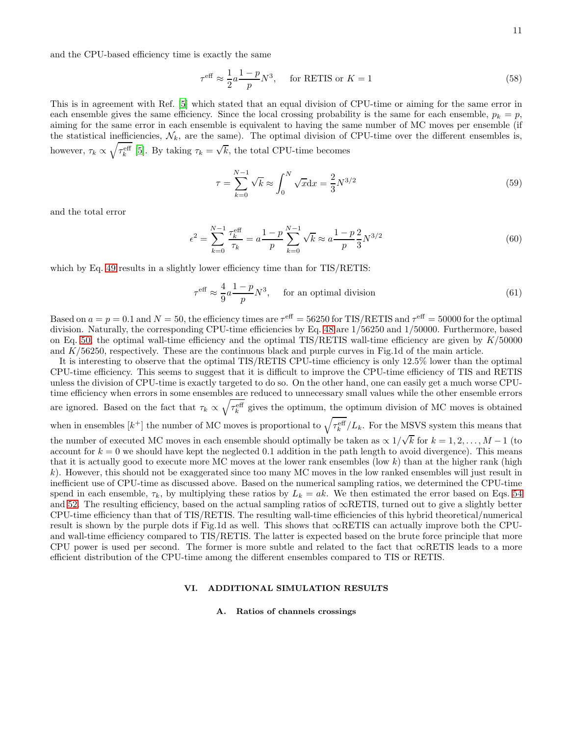and the CPU-based efficiency time is exactly the same

$$\tau^{\text{eff}} \approx \frac{1}{2} a \frac{1-p}{p} N^3, \quad \text{for RETIS or } K=1 \tag{58}$$

This is in agreement with Ref. [5] which stated that an equal division of CPU-time or aiming for the same error in each ensemble gives the same efficiency. Since the local crossing probability is the same for each ensemble, $p_k = p$, aiming for the same error in each ensemble is equivalent to having the same number of MC moves per ensemble (if the statistical inefficiencies, $\mathcal{N}_k$, are the same). The optimal division of CPU-time over the different ensembles is, however, $\tau_k \propto \sqrt{\tau_k^{\text{eff}}}$ [5]. By taking $\tau_k = \sqrt{k}$, the total CPU-time becomes

$$\tau = \sum_{k=0}^{N-1} \sqrt{k} \approx \int_0^N \sqrt{x} \mathrm{d}x = \frac{2}{3} N^{3/2} \tag{59}$$

and the total error

$$\epsilon^2 = \sum_{k=0}^{N-1} \frac{\tau_k^{\text{eff}}}{\tau_k} = a \frac{1-p}{p} \sum_{k=0}^{N-1} \sqrt{k} \approx a \frac{1-p}{p} \frac{2}{3} N^{3/2} \tag{60}$$

which by Eq. 49 results in a slightly lower efficiency time than for TIS/RETIS:

$$\tau^{\text{eff}} \approx \frac{4}{9} a \frac{1-p}{p} N^3, \quad \text{for an optimal division} \tag{61}$$

Based on $a = p = 0.1$ and $N = 50$, the efficiency times are $\tau^{\text{eff}} = 56250$ for TIS/RETIS and $\tau^{\text{eff}} = 50000$ for the optimal division. Naturally, the corresponding CPU-time efficiencies by Eq. 48 are $1/56250$ and $1/50000$. Furthermore, based on Eq. 50, the optimal wall-time efficiency and the optimal TIS/RETIS wall-time efficiency are given by $K/50000$ and $K/56250$, respectively. These are the continuous black and purple curves in Fig.1d of the main article.

It is interesting to observe that the optimal TIS/RETIS CPU-time efficiency is only 12.5% lower than the optimal CPU-time efficiency. This seems to suggest that it is difficult to improve the CPU-time efficiency of TIS and RETIS unless the division of CPU-time is exactly targeted to do so. On the other hand, one can easily get a much worse CPU-time efficiency when errors in some ensembles are reduced to unnecessary small values while the other ensemble errors are ignored. Based on the fact that $\tau_k \propto \sqrt{\tau_k^{\text{eff}}}$ gives the optimum, the optimum division of MC moves is obtained when in ensembles $[k^+]$ the number of MC moves is proportional to $\sqrt{\tau_k^{\text{eff}}}/L_k$. For the MSVS system this means that the number of executed MC moves in each ensemble should optimally be taken as $\propto 1/\sqrt{k}$ for $k = 1, 2, \ldots, M-1$ (to account for $k = 0$ we should have kept the neglected 0.1 addition in the path length to avoid divergence). This means that it is actually good to execute more MC moves at the lower rank ensembles (low $k$) than at the higher rank (high $k$). However, this should not be exaggerated since too many MC moves in the low ranked ensembles will just result in inefficient use of CPU-time as discussed above. Based on the numerical sampling ratios, we determined the CPU-time spend in each ensemble, $\tau_k$, by multiplying these ratios by $L_k = ak$. We then estimated the error based on Eqs. 54 and 52. The resulting efficiency, based on the actual sampling ratios of $\infty$RETIS, turned out to give a slightly better CPU-time efficiency than that of TIS/RETIS. The resulting wall-time efficiencies of this hybrid theoretical/numerical result is shown by the purple dots if Fig.1d as well. This shows that $\infty$RETIS can actually improve both the CPU- and wall-time efficiency compared to TIS/RETIS. The latter is expected based on the brute force principle that more CPU power is used per second. The former is more subtle and related to the fact that $\infty$RETIS leads to a more efficient distribution of the CPU-time among the different ensembles compared to TIS or RETIS.

## VI. ADDITIONAL SIMULATION RESULTS

### A. Ratios of channels crossings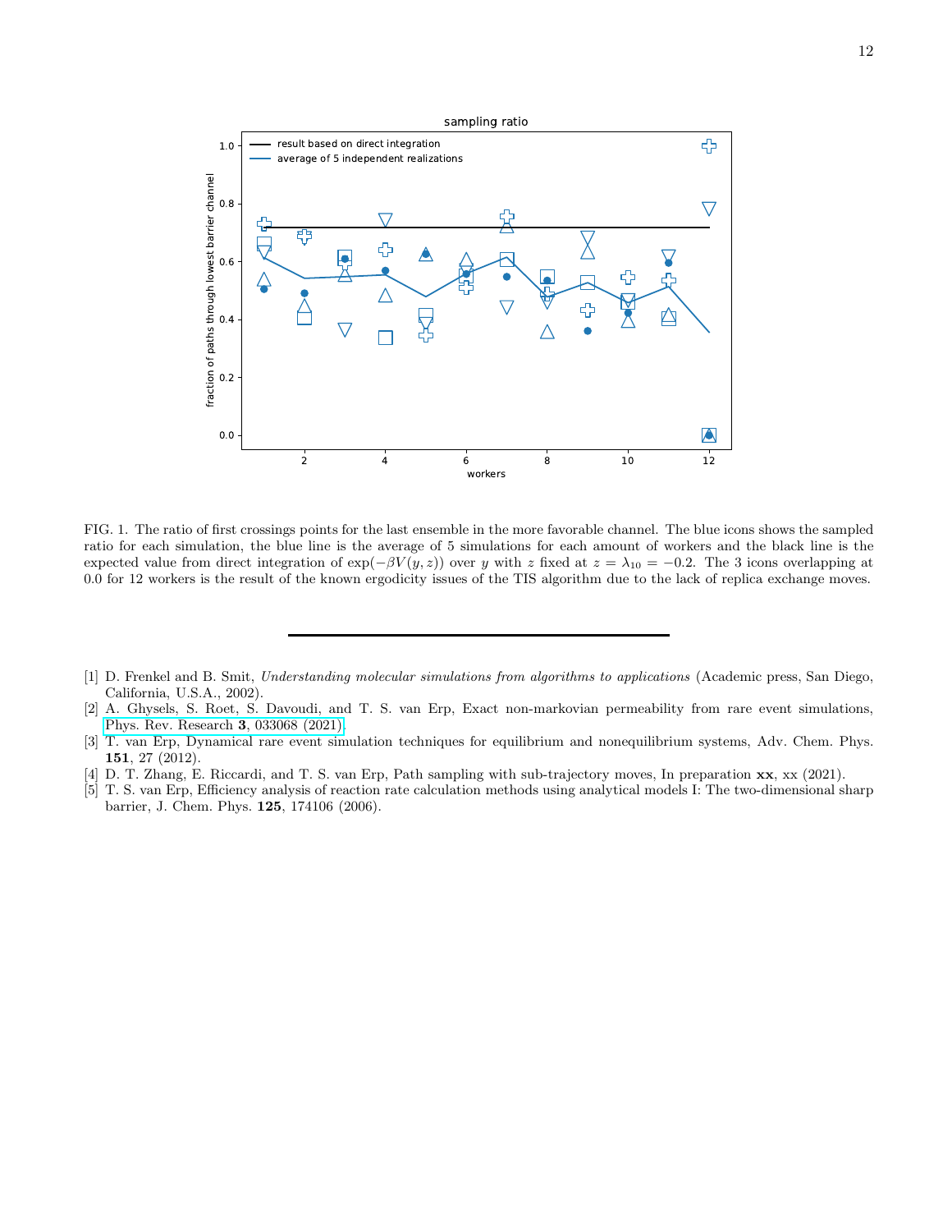sampling ratio

result based on direct integration

average of 5 independent realizations

fraction of paths through lowest barrier channel

1.0
0.8
0.6
0.4
0.2
0.0

2
4
6
8
10
12

workers

FIG. 1. The ratio of first crossings points for the last ensemble in the more favorable channel. The blue icons shows the sampled ratio for each simulation, the blue line is the average of 5 simulations for each amount of workers and the black line is the expected value from direct integration of $\exp(-\beta V(y,z))$ over $y$ with $z$ fixed at $z = \lambda_{10} = -0.2$. The 3 icons overlapping at 0.0 for 12 workers is the result of the known ergodicity issues of the TIS algorithm due to the lack of replica exchange moves.

---

[1] D. Frenkel and B. Smit, *Understanding molecular simulations from algorithms to applications* (Academic press, San Diego, California, U.S.A., 2002).

[2] A. Ghysels, S. Roet, S. Davoudi, and T. S. van Erp, Exact non-markovian permeability from rare event simulations, Phys. Rev. Research **3**, 033068 (2021).

[3] T. van Erp, Dynamical rare event simulation techniques for equilibrium and nonequilibrium systems, Adv. Chem. Phys. **151**, 27 (2012).

[4] D. T. Zhang, E. Riccardi, and T. S. van Erp, Path sampling with sub-trajectory moves, In preparation **xx**, xx (2021).

[5] T. S. van Erp, Efficiency analysis of reaction rate calculation methods using analytical models I: The two-dimensional sharp barrier, J. Chem. Phys. **125**, 174106 (2006).